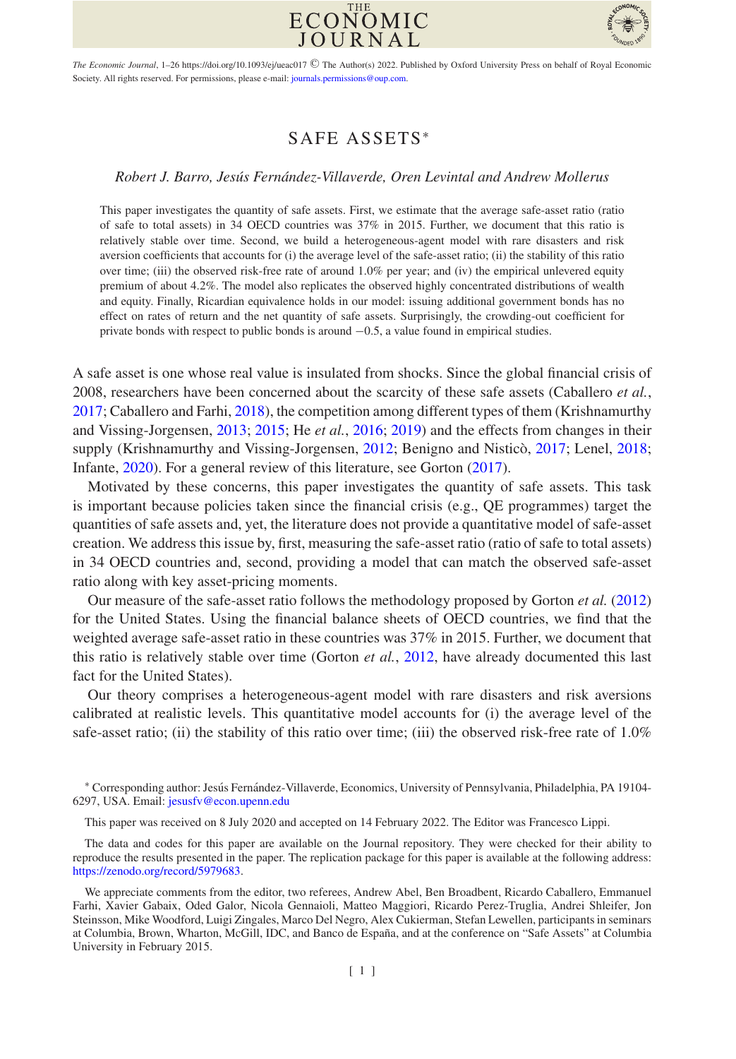# SAFE ASSETS*

*Robert J. Barro, Jesús Fernández-Villaverde, Oren Levintal and Andrew Mollerus*

This paper investigates the quantity of safe assets. First, we estimate that the average safe-asset ratio (ratio of safe to total assets) in 34 OECD countries was 37% in 2015. Further, we document that this ratio is relatively stable over time. Second, we build a heterogeneous-agent model with rare disasters and risk aversion coefficients that accounts for (i) the average level of the safe-asset ratio; (ii) the stability of this ratio over time; (iii) the observed risk-free rate of around 1.0% per year; and (iv) the empirical unlevered equity premium of about 4.2%. The model also replicates the observed highly concentrated distributions of wealth and equity. Finally, Ricardian equivalence holds in our model: issuing additional government bonds has no effect on rates of return and the net quantity of safe assets. Surprisingly, the crowding-out coefficient for private bonds with respect to public bonds is around −0.5, a value found in empirical studies.

A safe asset is one whose real value is insulated from shocks. Since the global financial crisis of 2008, researchers have been concerned about the scarcity of these safe assets (Caballero *et al.*, 2017; Caballero and Farhi, 2018), the competition among different types of them (Krishnamurthy and Vissing-Jorgensen, 2013; 2015; He *et al.*, 2016; 2019) and the effects from changes in their supply (Krishnamurthy and Vissing-Jorgensen, 2012; Benigno and Nisticò, 2017; Lenel, 2018; Infante, 2020). For a general review of this literature, see Gorton (2017).

Motivated by these concerns, this paper investigates the quantity of safe assets. This task is important because policies taken since the financial crisis (e.g., QE programmes) target the quantities of safe assets and, yet, the literature does not provide a quantitative model of safe-asset creation. We address this issue by, first, measuring the safe-asset ratio (ratio of safe to total assets) in 34 OECD countries and, second, providing a model that can match the observed safe-asset ratio along with key asset-pricing moments.

Our measure of the safe-asset ratio follows the methodology proposed by Gorton *et al.* (2012) for the United States. Using the financial balance sheets of OECD countries, we find that the weighted average safe-asset ratio in these countries was 37% in 2015. Further, we document that this ratio is relatively stable over time (Gorton *et al.*, 2012, have already documented this last fact for the United States).

Our theory comprises a heterogeneous-agent model with rare disasters and risk aversions calibrated at realistic levels. This quantitative model accounts for (i) the average level of the safe-asset ratio; (ii) the stability of this ratio over time; (iii) the observed risk-free rate of 1.0%

---

* Corresponding author: Jesús Fernández-Villaverde, Economics, University of Pennsylvania, Philadelphia, PA 19104-6297, USA. Email: jesusfv@econ.upenn.edu

This paper was received on 8 July 2020 and accepted on 14 February 2022. The Editor was Francesco Lippi.

The data and codes for this paper are available on the Journal repository. They were checked for their ability to reproduce the results presented in the paper. The replication package for this paper is available at the following address: https://zenodo.org/record/5979683.

We appreciate comments from the editor, two referees, Andrew Abel, Ben Broadbent, Ricardo Caballero, Emmanuel Farhi, Xavier Gabaix, Oded Galor, Nicola Gennaioli, Matteo Maggiori, Ricardo Perez-Truglia, Andrei Shleifer, Jon Steinsson, Mike Woodford, Luigi Zingales, Marco Del Negro, Alex Cukierman, Stefan Lewellen, participants in seminars at Columbia, Brown, Wharton, McGill, IDC, and Banco de España, and at the conference on "Safe Assets" at Columbia University in February 2015.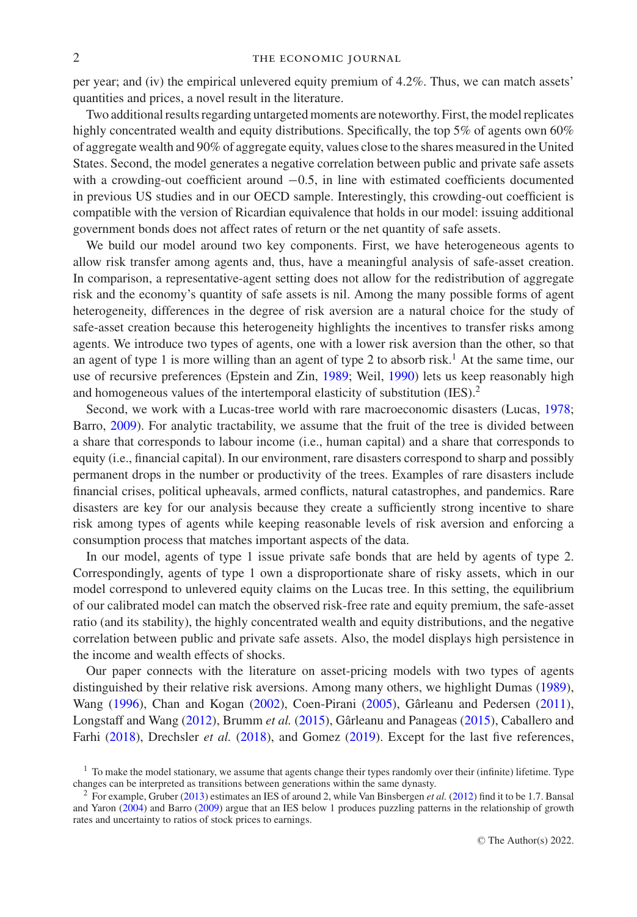per year; and (iv) the empirical unlevered equity premium of 4.2%. Thus, we can match assets' quantities and prices, a novel result in the literature.

Two additional results regarding untargeted moments are noteworthy. First, the model replicates highly concentrated wealth and equity distributions. Specifically, the top 5% of agents own 60% of aggregate wealth and 90% of aggregate equity, values close to the shares measured in the United States. Second, the model generates a negative correlation between public and private safe assets with a crowding-out coefficient around −0.5, in line with estimated coefficients documented in previous US studies and in our OECD sample. Interestingly, this crowding-out coefficient is compatible with the version of Ricardian equivalence that holds in our model: issuing additional government bonds does not affect rates of return or the net quantity of safe assets.

We build our model around two key components. First, we have heterogeneous agents to allow risk transfer among agents and, thus, have a meaningful analysis of safe-asset creation. In comparison, a representative-agent setting does not allow for the redistribution of aggregate risk and the economy's quantity of safe assets is nil. Among the many possible forms of agent heterogeneity, differences in the degree of risk aversion are a natural choice for the study of safe-asset creation because this heterogeneity highlights the incentives to transfer risks among agents. We introduce two types of agents, one with a lower risk aversion than the other, so that an agent of type 1 is more willing than an agent of type 2 to absorb risk.[1] At the same time, our use of recursive preferences (Epstein and Zin, 1989; Weil, 1990) lets us keep reasonably high and homogeneous values of the intertemporal elasticity of substitution (IES).[2]

Second, we work with a Lucas-tree world with rare macroeconomic disasters (Lucas, 1978; Barro, 2009). For analytic tractability, we assume that the fruit of the tree is divided between a share that corresponds to labour income (i.e., human capital) and a share that corresponds to equity (i.e., financial capital). In our environment, rare disasters correspond to sharp and possibly permanent drops in the number or productivity of the trees. Examples of rare disasters include financial crises, political upheavals, armed conflicts, natural catastrophes, and pandemics. Rare disasters are key for our analysis because they create a sufficiently strong incentive to share risk among types of agents while keeping reasonable levels of risk aversion and enforcing a consumption process that matches important aspects of the data.

In our model, agents of type 1 issue private safe bonds that are held by agents of type 2. Correspondingly, agents of type 1 own a disproportionate share of risky assets, which in our model correspond to unlevered equity claims on the Lucas tree. In this setting, the equilibrium of our calibrated model can match the observed risk-free rate and equity premium, the safe-asset ratio (and its stability), the highly concentrated wealth and equity distributions, and the negative correlation between public and private safe assets. Also, the model displays high persistence in the income and wealth effects of shocks.

Our paper connects with the literature on asset-pricing models with two types of agents distinguished by their relative risk aversions. Among many others, we highlight Dumas (1989), Wang (1996), Chan and Kogan (2002), Coen-Pirani (2005), Gârleanu and Pedersen (2011), Longstaff and Wang (2012), Brumm *et al.* (2015), Gârleanu and Panageas (2015), Caballero and Farhi (2018), Drechsler *et al.* (2018), and Gomez (2019). Except for the last five references,

[1] To make the model stationary, we assume that agents change their types randomly over their (infinite) lifetime. Type changes can be interpreted as transitions between generations within the same dynasty.

[2] For example, Gruber (2013) estimates an IES of around 2, while Van Binsbergen *et al.* (2012) find it to be 1.7. Bansal and Yaron (2004) and Barro (2009) argue that an IES below 1 produces puzzling patterns in the relationship of growth rates and uncertainty to ratios of stock prices to earnings.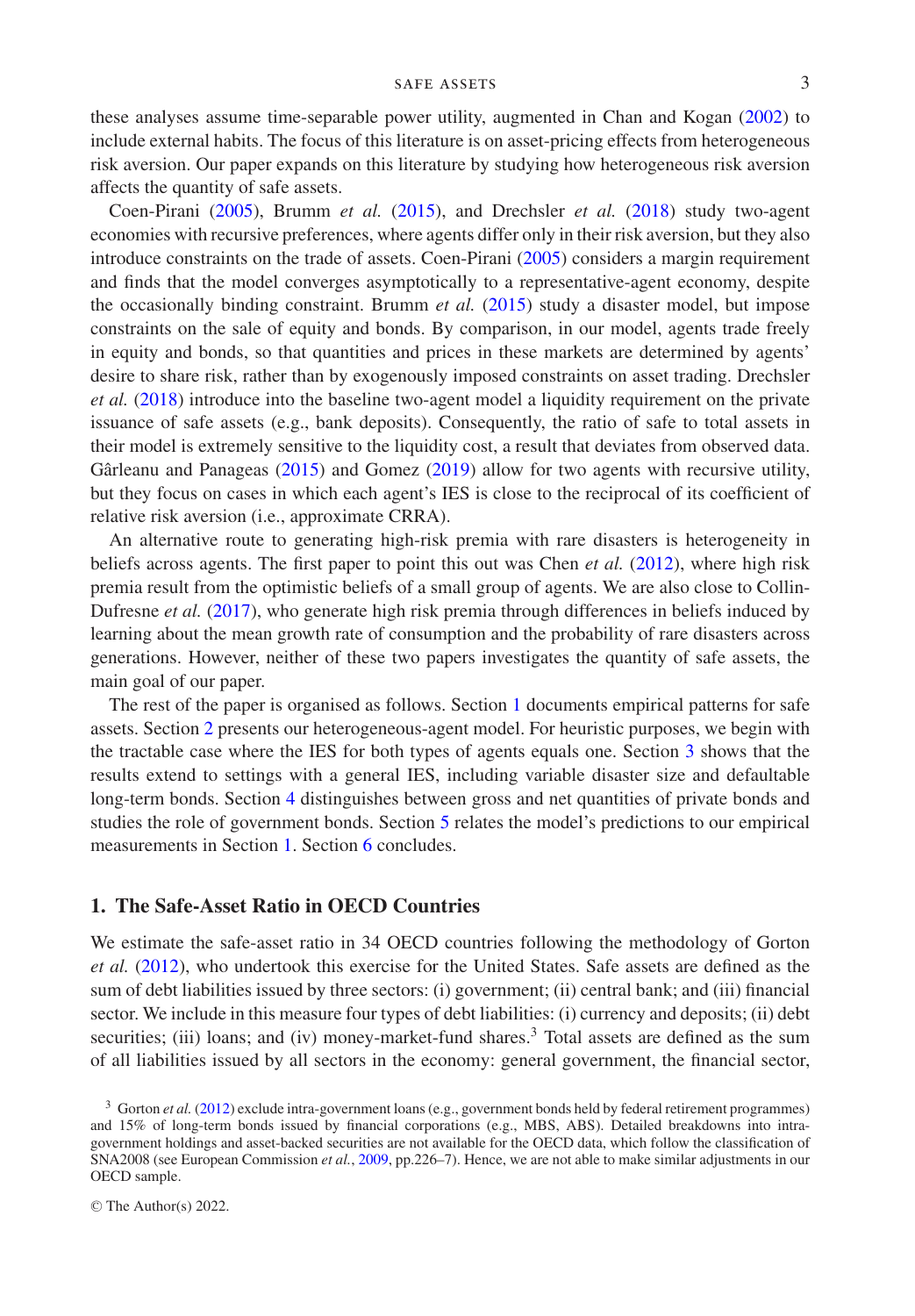these analyses assume time-separable power utility, augmented in Chan and Kogan (2002) to include external habits. The focus of this literature is on asset-pricing effects from heterogeneous risk aversion. Our paper expands on this literature by studying how heterogeneous risk aversion affects the quantity of safe assets.

Coen-Pirani (2005), Brumm *et al.* (2015), and Drechsler *et al.* (2018) study two-agent economies with recursive preferences, where agents differ only in their risk aversion, but they also introduce constraints on the trade of assets. Coen-Pirani (2005) considers a margin requirement and finds that the model converges asymptotically to a representative-agent economy, despite the occasionally binding constraint. Brumm *et al.* (2015) study a disaster model, but impose constraints on the sale of equity and bonds. By comparison, in our model, agents trade freely in equity and bonds, so that quantities and prices in these markets are determined by agents' desire to share risk, rather than by exogenously imposed constraints on asset trading. Drechsler *et al.* (2018) introduce into the baseline two-agent model a liquidity requirement on the private issuance of safe assets (e.g., bank deposits). Consequently, the ratio of safe to total assets in their model is extremely sensitive to the liquidity cost, a result that deviates from observed data. Gârleanu and Panageas (2015) and Gomez (2019) allow for two agents with recursive utility, but they focus on cases in which each agent's IES is close to the reciprocal of its coefficient of relative risk aversion (i.e., approximate CRRA).

An alternative route to generating high-risk premia with rare disasters is heterogeneity in beliefs across agents. The first paper to point this out was Chen *et al.* (2012), where high risk premia result from the optimistic beliefs of a small group of agents. We are also close to Collin-Dufresne *et al.* (2017), who generate high risk premia through differences in beliefs induced by learning about the mean growth rate of consumption and the probability of rare disasters across generations. However, neither of these two papers investigates the quantity of safe assets, the main goal of our paper.

The rest of the paper is organised as follows. Section 1 documents empirical patterns for safe assets. Section 2 presents our heterogeneous-agent model. For heuristic purposes, we begin with the tractable case where the IES for both types of agents equals one. Section 3 shows that the results extend to settings with a general IES, including variable disaster size and defaultable long-term bonds. Section 4 distinguishes between gross and net quantities of private bonds and studies the role of government bonds. Section 5 relates the model's predictions to our empirical measurements in Section 1. Section 6 concludes.

## 1. The Safe-Asset Ratio in OECD Countries

We estimate the safe-asset ratio in 34 OECD countries following the methodology of Gorton *et al.* (2012), who undertook this exercise for the United States. Safe assets are defined as the sum of debt liabilities issued by three sectors: (i) government; (ii) central bank; and (iii) financial sector. We include in this measure four types of debt liabilities: (i) currency and deposits; (ii) debt securities; (iii) loans; and (iv) money-market-fund shares.[3] Total assets are defined as the sum of all liabilities issued by all sectors in the economy: general government, the financial sector,

[3] Gorton *et al.* (2012) exclude intra-government loans (e.g., government bonds held by federal retirement programmes) and 15% of long-term bonds issued by financial corporations (e.g., MBS, ABS). Detailed breakdowns into intra-government holdings and asset-backed securities are not available for the OECD data, which follow the classification of SNA2008 (see European Commission *et al.*, 2009, pp.226–7). Hence, we are not able to make similar adjustments in our OECD sample.

© The Author(s) 2022.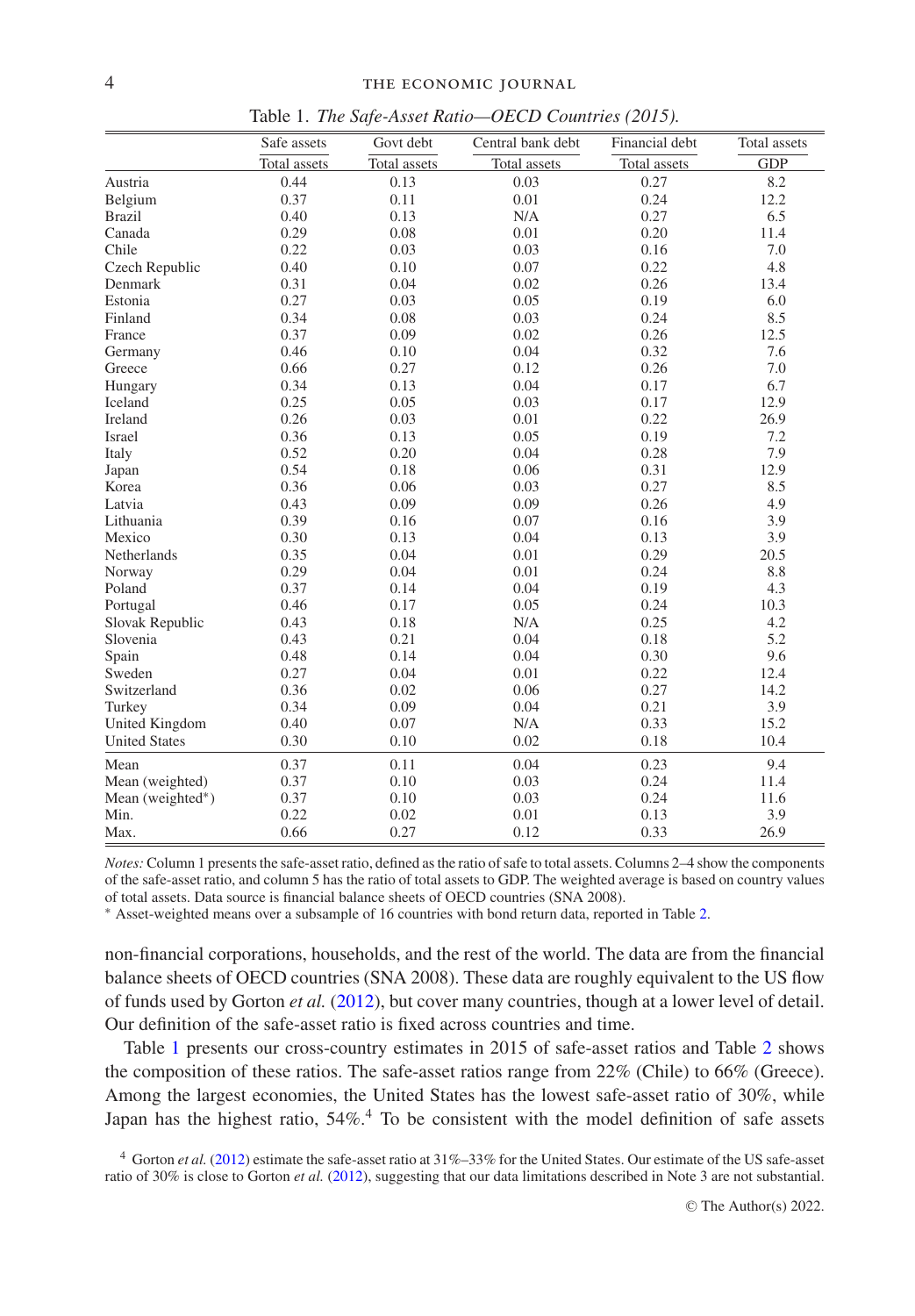Table 1. *The Safe-Asset Ratio—OECD Countries (2015).*

| | Safe assets / Total assets | Govt debt / Total assets | Central bank debt / Total assets | Financial debt / Total assets | Total assets / GDP |
|---|---|---|---|---|---|
| Austria | 0.44 | 0.13 | 0.03 | 0.27 | 8.2 |
| Belgium | 0.37 | 0.11 | 0.01 | 0.24 | 12.2 |
| Brazil | 0.40 | 0.13 | N/A | 0.27 | 6.5 |
| Canada | 0.29 | 0.08 | 0.01 | 0.20 | 11.4 |
| Chile | 0.22 | 0.03 | 0.03 | 0.16 | 7.0 |
| Czech Republic | 0.40 | 0.10 | 0.07 | 0.22 | 4.8 |
| Denmark | 0.31 | 0.04 | 0.02 | 0.26 | 13.4 |
| Estonia | 0.27 | 0.03 | 0.05 | 0.19 | 6.0 |
| Finland | 0.34 | 0.08 | 0.03 | 0.24 | 8.5 |
| France | 0.37 | 0.09 | 0.02 | 0.26 | 12.5 |
| Germany | 0.46 | 0.10 | 0.04 | 0.32 | 7.6 |
| Greece | 0.66 | 0.27 | 0.12 | 0.26 | 7.0 |
| Hungary | 0.34 | 0.13 | 0.04 | 0.17 | 6.7 |
| Iceland | 0.25 | 0.05 | 0.03 | 0.17 | 12.9 |
| Ireland | 0.26 | 0.03 | 0.01 | 0.22 | 26.9 |
| Israel | 0.36 | 0.13 | 0.05 | 0.19 | 7.2 |
| Italy | 0.52 | 0.20 | 0.04 | 0.28 | 7.9 |
| Japan | 0.54 | 0.18 | 0.06 | 0.31 | 12.9 |
| Korea | 0.36 | 0.06 | 0.03 | 0.27 | 8.5 |
| Latvia | 0.43 | 0.09 | 0.09 | 0.26 | 4.9 |
| Lithuania | 0.39 | 0.16 | 0.07 | 0.16 | 3.9 |
| Mexico | 0.30 | 0.13 | 0.04 | 0.13 | 3.9 |
| Netherlands | 0.35 | 0.04 | 0.01 | 0.29 | 20.5 |
| Norway | 0.29 | 0.04 | 0.01 | 0.24 | 8.8 |
| Poland | 0.37 | 0.14 | 0.04 | 0.19 | 4.3 |
| Portugal | 0.46 | 0.17 | 0.05 | 0.24 | 10.3 |
| Slovak Republic | 0.43 | 0.18 | N/A | 0.25 | 4.2 |
| Slovenia | 0.43 | 0.21 | 0.04 | 0.18 | 5.2 |
| Spain | 0.48 | 0.14 | 0.04 | 0.30 | 9.6 |
| Sweden | 0.27 | 0.04 | 0.01 | 0.22 | 12.4 |
| Switzerland | 0.36 | 0.02 | 0.06 | 0.27 | 14.2 |
| Turkey | 0.34 | 0.09 | 0.04 | 0.21 | 3.9 |
| United Kingdom | 0.40 | 0.07 | N/A | 0.33 | 15.2 |
| United States | 0.30 | 0.10 | 0.02 | 0.18 | 10.4 |
| Mean | 0.37 | 0.11 | 0.04 | 0.23 | 9.4 |
| Mean (weighted) | 0.37 | 0.10 | 0.03 | 0.24 | 11.4 |
| Mean (weighted*) | 0.37 | 0.10 | 0.03 | 0.24 | 11.6 |
| Min. | 0.22 | 0.02 | 0.01 | 0.13 | 3.9 |
| Max. | 0.66 | 0.27 | 0.12 | 0.33 | 26.9 |

*Notes:* Column 1 presents the safe-asset ratio, defined as the ratio of safe to total assets. Columns 2–4 show the components of the safe-asset ratio, and column 5 has the ratio of total assets to GDP. The weighted average is based on country values of total assets. Data source is financial balance sheets of OECD countries (SNA 2008).
* Asset-weighted means over a subsample of 16 countries with bond return data, reported in Table 2.

non-financial corporations, households, and the rest of the world. The data are from the financial balance sheets of OECD countries (SNA 2008). These data are roughly equivalent to the US flow of funds used by Gorton *et al.* (2012), but cover many countries, though at a lower level of detail. Our definition of the safe-asset ratio is fixed across countries and time.

Table 1 presents our cross-country estimates in 2015 of safe-asset ratios and Table 2 shows the composition of these ratios. The safe-asset ratios range from 22% (Chile) to 66% (Greece). Among the largest economies, the United States has the lowest safe-asset ratio of 30%, while Japan has the highest ratio, 54%.[4] To be consistent with the model definition of safe assets

[4] Gorton *et al.* (2012) estimate the safe-asset ratio at 31%–33% for the United States. Our estimate of the US safe-asset ratio of 30% is close to Gorton *et al.* (2012), suggesting that our data limitations described in Note 3 are not substantial.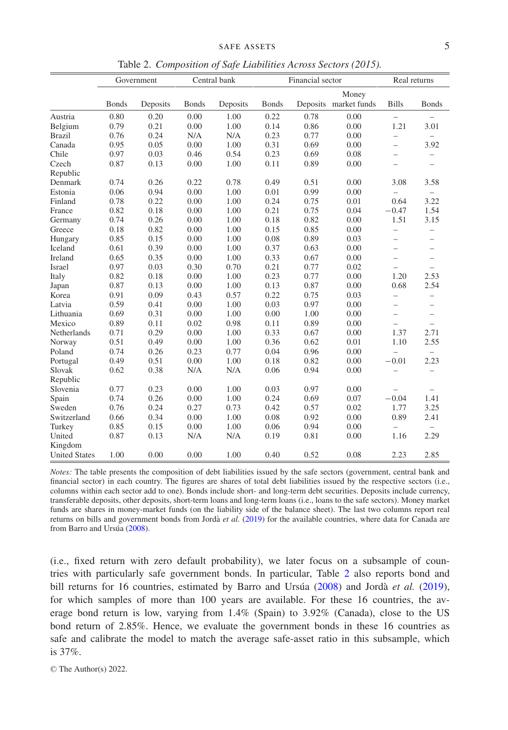Table 2. *Composition of Safe Liabilities Across Sectors (2015).*

| | Government | | Central bank | | Financial sector | | | Real returns | |
|---|---|---|---|---|---|---|---|---|---|
| | Bonds | Deposits | Bonds | Deposits | Bonds | Deposits | Money market funds | Bills | Bonds |
| Austria | 0.80 | 0.20 | 0.00 | 1.00 | 0.22 | 0.78 | 0.00 | – | – |
| Belgium | 0.79 | 0.21 | 0.00 | 1.00 | 0.14 | 0.86 | 0.00 | 1.21 | 3.01 |
| Brazil | 0.76 | 0.24 | N/A | N/A | 0.23 | 0.77 | 0.00 | – | – |
| Canada | 0.95 | 0.05 | 0.00 | 1.00 | 0.31 | 0.69 | 0.00 | – | 3.92 |
| Chile | 0.97 | 0.03 | 0.46 | 0.54 | 0.23 | 0.69 | 0.08 | – | – |
| Czech Republic | 0.87 | 0.13 | 0.00 | 1.00 | 0.11 | 0.89 | 0.00 | – | – |
| Denmark | 0.74 | 0.26 | 0.22 | 0.78 | 0.49 | 0.51 | 0.00 | 3.08 | 3.58 |
| Estonia | 0.06 | 0.94 | 0.00 | 1.00 | 0.01 | 0.99 | 0.00 | – | – |
| Finland | 0.78 | 0.22 | 0.00 | 1.00 | 0.24 | 0.75 | 0.01 | 0.64 | 3.22 |
| France | 0.82 | 0.18 | 0.00 | 1.00 | 0.21 | 0.75 | 0.04 | −0.47 | 1.54 |
| Germany | 0.74 | 0.26 | 0.00 | 1.00 | 0.18 | 0.82 | 0.00 | 1.51 | 3.15 |
| Greece | 0.18 | 0.82 | 0.00 | 1.00 | 0.15 | 0.85 | 0.00 | – | – |
| Hungary | 0.85 | 0.15 | 0.00 | 1.00 | 0.08 | 0.89 | 0.03 | – | – |
| Iceland | 0.61 | 0.39 | 0.00 | 1.00 | 0.37 | 0.63 | 0.00 | – | – |
| Ireland | 0.65 | 0.35 | 0.00 | 1.00 | 0.33 | 0.67 | 0.00 | – | – |
| Israel | 0.97 | 0.03 | 0.30 | 0.70 | 0.21 | 0.77 | 0.02 | – | – |
| Italy | 0.82 | 0.18 | 0.00 | 1.00 | 0.23 | 0.77 | 0.00 | 1.20 | 2.53 |
| Japan | 0.87 | 0.13 | 0.00 | 1.00 | 0.13 | 0.87 | 0.00 | 0.68 | 2.54 |
| Korea | 0.91 | 0.09 | 0.43 | 0.57 | 0.22 | 0.75 | 0.03 | – | – |
| Latvia | 0.59 | 0.41 | 0.00 | 1.00 | 0.03 | 0.97 | 0.00 | – | – |
| Lithuania | 0.69 | 0.31 | 0.00 | 1.00 | 0.00 | 1.00 | 0.00 | – | – |
| Mexico | 0.89 | 0.11 | 0.02 | 0.98 | 0.11 | 0.89 | 0.00 | – | – |
| Netherlands | 0.71 | 0.29 | 0.00 | 1.00 | 0.33 | 0.67 | 0.00 | 1.37 | 2.71 |
| Norway | 0.51 | 0.49 | 0.00 | 1.00 | 0.36 | 0.62 | 0.01 | 1.10 | 2.55 |
| Poland | 0.74 | 0.26 | 0.23 | 0.77 | 0.04 | 0.96 | 0.00 | – | – |
| Portugal | 0.49 | 0.51 | 0.00 | 1.00 | 0.18 | 0.82 | 0.00 | −0.01 | 2.23 |
| Slovak Republic | 0.62 | 0.38 | N/A | N/A | 0.06 | 0.94 | 0.00 | – | – |
| Slovenia | 0.77 | 0.23 | 0.00 | 1.00 | 0.03 | 0.97 | 0.00 | – | – |
| Spain | 0.74 | 0.26 | 0.00 | 1.00 | 0.24 | 0.69 | 0.07 | −0.04 | 1.41 |
| Sweden | 0.76 | 0.24 | 0.27 | 0.73 | 0.42 | 0.57 | 0.02 | 1.77 | 3.25 |
| Switzerland | 0.66 | 0.34 | 0.00 | 1.00 | 0.08 | 0.92 | 0.00 | 0.89 | 2.41 |
| Turkey | 0.85 | 0.15 | 0.00 | 1.00 | 0.06 | 0.94 | 0.00 | – | – |
| United Kingdom | 0.87 | 0.13 | N/A | N/A | 0.19 | 0.81 | 0.00 | 1.16 | 2.29 |
| United States | 1.00 | 0.00 | 0.00 | 1.00 | 0.40 | 0.52 | 0.08 | 2.23 | 2.85 |

*Notes:* The table presents the composition of debt liabilities issued by the safe sectors (government, central bank and financial sector) in each country. The figures are shares of total debt liabilities issued by the respective sectors (i.e., columns within each sector add to one). Bonds include short- and long-term debt securities. Deposits include currency, transferable deposits, other deposits, short-term loans and long-term loans (i.e., loans to the safe sectors). Money market funds are shares in money-market funds (on the liability side of the balance sheet). The last two columns report real returns on bills and government bonds from Jordà *et al.* (2019) for the available countries, where data for Canada are from Barro and Ursúa (2008).

(i.e., fixed return with zero default probability), we later focus on a subsample of countries with particularly safe government bonds. In particular, Table 2 also reports bond and bill returns for 16 countries, estimated by Barro and Ursúa (2008) and Jordà *et al.* (2019), for which samples of more than 100 years are available. For these 16 countries, the average bond return is low, varying from 1.4% (Spain) to 3.92% (Canada), close to the US bond return of 2.85%. Hence, we evaluate the government bonds in these 16 countries as safe and calibrate the model to match the average safe-asset ratio in this subsample, which is 37%.

© The Author(s) 2022.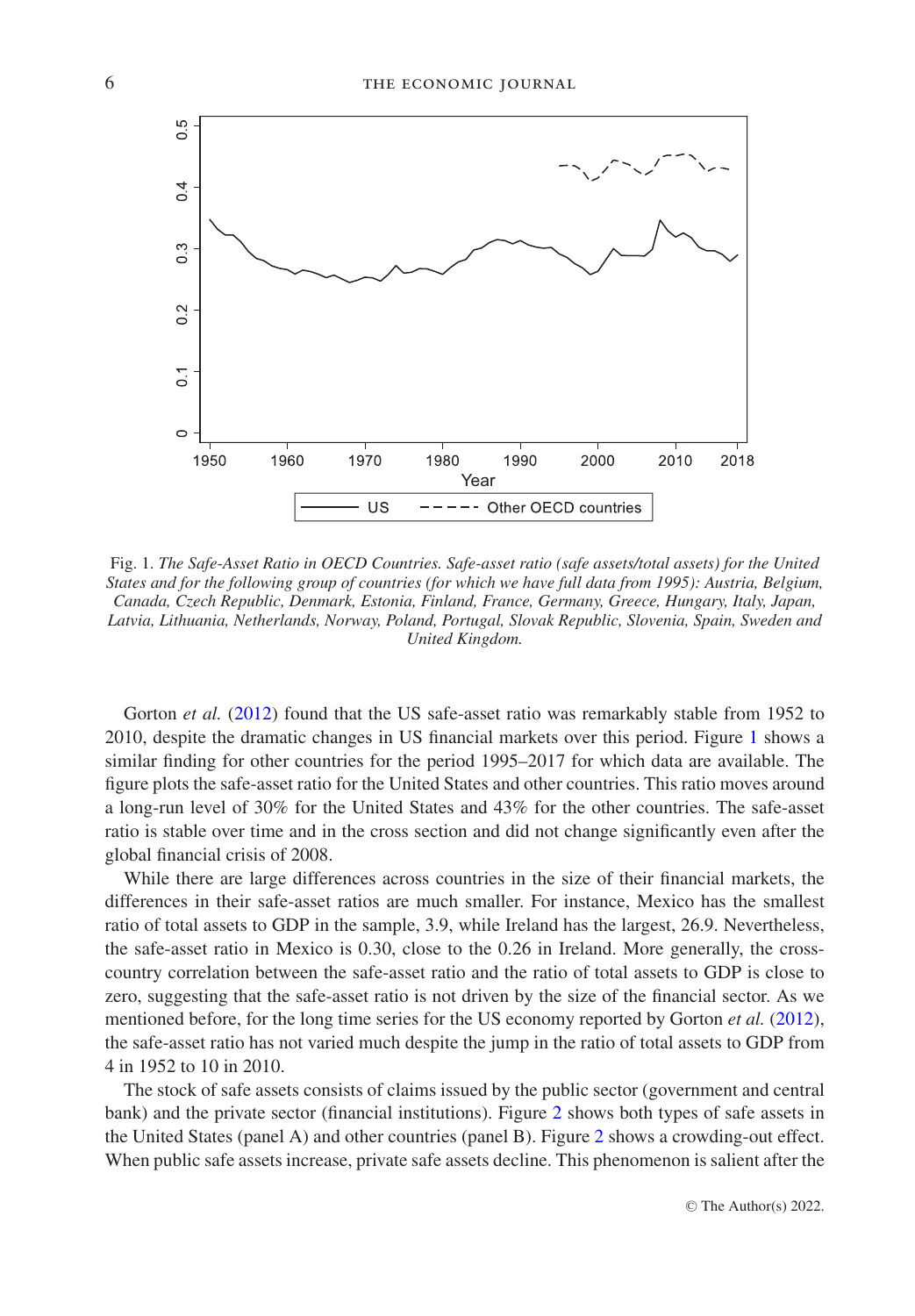Fig. 1. *The Safe-Asset Ratio in OECD Countries. Safe-asset ratio (safe assets/total assets) for the United States and for the following group of countries (for which we have full data from 1995): Austria, Belgium, Canada, Czech Republic, Denmark, Estonia, Finland, France, Germany, Greece, Hungary, Italy, Japan, Latvia, Lithuania, Netherlands, Norway, Poland, Portugal, Slovak Republic, Slovenia, Spain, Sweden and United Kingdom.*

Gorton *et al.* (2012) found that the US safe-asset ratio was remarkably stable from 1952 to 2010, despite the dramatic changes in US financial markets over this period. Figure 1 shows a similar finding for other countries for the period 1995–2017 for which data are available. The figure plots the safe-asset ratio for the United States and other countries. This ratio moves around a long-run level of 30% for the United States and 43% for the other countries. The safe-asset ratio is stable over time and in the cross section and did not change significantly even after the global financial crisis of 2008.

While there are large differences across countries in the size of their financial markets, the differences in their safe-asset ratios are much smaller. For instance, Mexico has the smallest ratio of total assets to GDP in the sample, 3.9, while Ireland has the largest, 26.9. Nevertheless, the safe-asset ratio in Mexico is 0.30, close to the 0.26 in Ireland. More generally, the cross-country correlation between the safe-asset ratio and the ratio of total assets to GDP is close to zero, suggesting that the safe-asset ratio is not driven by the size of the financial sector. As we mentioned before, for the long time series for the US economy reported by Gorton *et al.* (2012), the safe-asset ratio has not varied much despite the jump in the ratio of total assets to GDP from 4 in 1952 to 10 in 2010.

The stock of safe assets consists of claims issued by the public sector (government and central bank) and the private sector (financial institutions). Figure 2 shows both types of safe assets in the United States (panel A) and other countries (panel B). Figure 2 shows a crowding-out effect. When public safe assets increase, private safe assets decline. This phenomenon is salient after the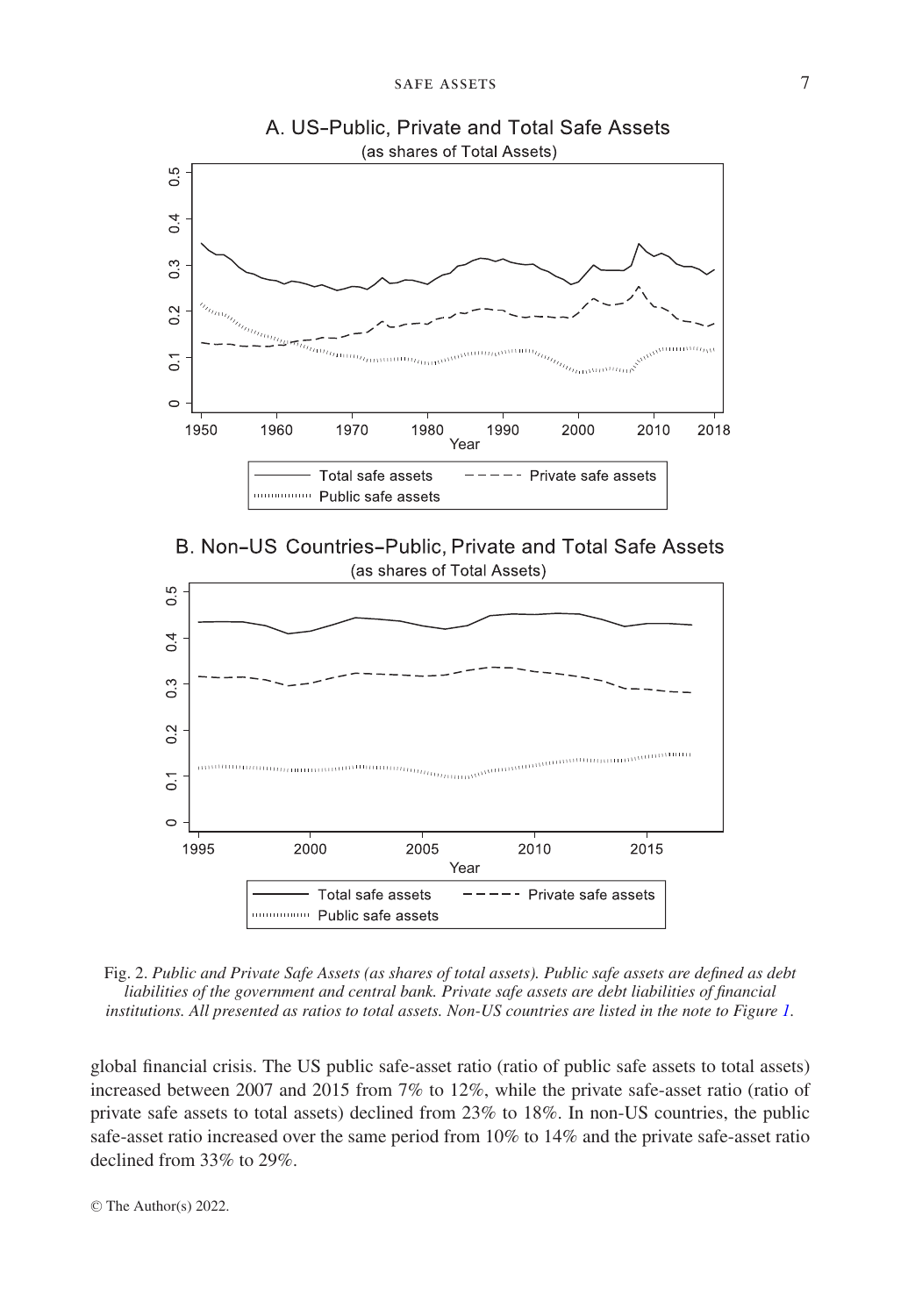Fig. 2. *Public and Private Safe Assets (as shares of total assets). Public safe assets are defined as debt liabilities of the government and central bank. Private safe assets are debt liabilities of financial institutions. All presented as ratios to total assets. Non-US countries are listed in the note to Figure 1.*

global financial crisis. The US public safe-asset ratio (ratio of public safe assets to total assets) increased between 2007 and 2015 from 7% to 12%, while the private safe-asset ratio (ratio of private safe assets to total assets) declined from 23% to 18%. In non-US countries, the public safe-asset ratio increased over the same period from 10% to 14% and the private safe-asset ratio declined from 33% to 29%.

© The Author(s) 2022.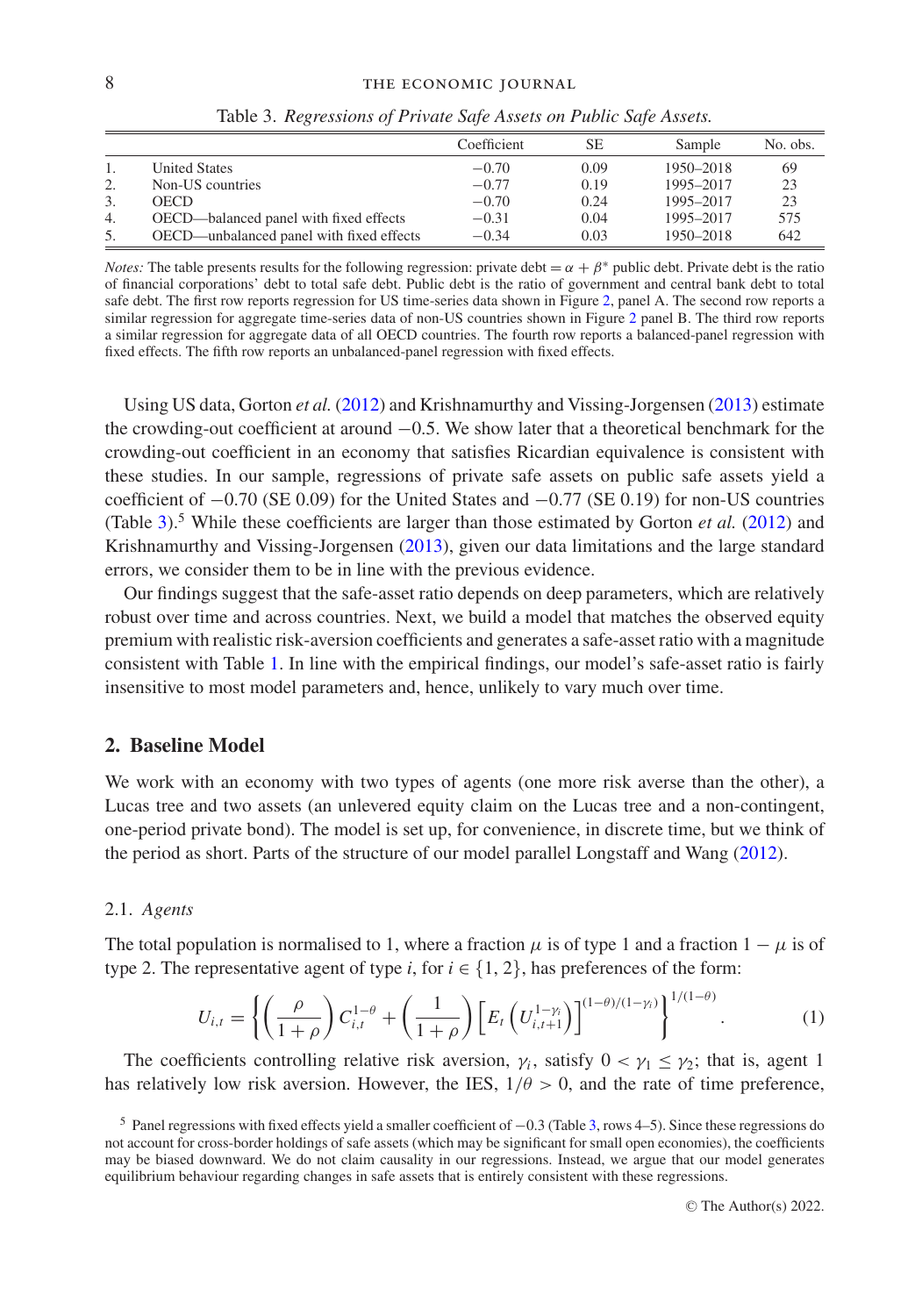Table 3. *Regressions of Private Safe Assets on Public Safe Assets.*

| | | Coefficient | SE | Sample | No. obs. |
|---|---|---|---|---|---|
| 1. | United States | −0.70 | 0.09 | 1950–2018 | 69 |
| 2. | Non-US countries | −0.77 | 0.19 | 1995–2017 | 23 |
| 3. | OECD | −0.70 | 0.24 | 1995–2017 | 23 |
| 4. | OECD—balanced panel with fixed effects | −0.31 | 0.04 | 1995–2017 | 575 |
| 5. | OECD—unbalanced panel with fixed effects | −0.34 | 0.03 | 1950–2018 | 642 |

*Notes:* The table presents results for the following regression: private debt = $\alpha + \beta^*$ public debt. Private debt is the ratio of financial corporations' debt to total safe debt. Public debt is the ratio of government and central bank debt to total safe debt. The first row reports regression for US time-series data shown in Figure 2, panel A. The second row reports a similar regression for aggregate time-series data of non-US countries shown in Figure 2 panel B. The third row reports a similar regression for aggregate data of all OECD countries. The fourth row reports a balanced-panel regression with fixed effects. The fifth row reports an unbalanced-panel regression with fixed effects.

Using US data, Gorton *et al.* (2012) and Krishnamurthy and Vissing-Jorgensen (2013) estimate the crowding-out coefficient at around −0.5. We show later that a theoretical benchmark for the crowding-out coefficient in an economy that satisfies Ricardian equivalence is consistent with these studies. In our sample, regressions of private safe assets on public safe assets yield a coefficient of −0.70 (SE 0.09) for the United States and −0.77 (SE 0.19) for non-US countries (Table 3).[5] While these coefficients are larger than those estimated by Gorton *et al.* (2012) and Krishnamurthy and Vissing-Jorgensen (2013), given our data limitations and the large standard errors, we consider them to be in line with the previous evidence.

Our findings suggest that the safe-asset ratio depends on deep parameters, which are relatively robust over time and across countries. Next, we build a model that matches the observed equity premium with realistic risk-aversion coefficients and generates a safe-asset ratio with a magnitude consistent with Table 1. In line with the empirical findings, our model's safe-asset ratio is fairly insensitive to most model parameters and, hence, unlikely to vary much over time.

## 2. Baseline Model

We work with an economy with two types of agents (one more risk averse than the other), a Lucas tree and two assets (an unlevered equity claim on the Lucas tree and a non-contingent, one-period private bond). The model is set up, for convenience, in discrete time, but we think of the period as short. Parts of the structure of our model parallel Longstaff and Wang (2012).

### 2.1. *Agents*

The total population is normalised to 1, where a fraction $\mu$ is of type 1 and a fraction $1-\mu$ is of type 2. The representative agent of type $i$, for $i \in \{1, 2\}$, has preferences of the form:

$$U_{i,t} = \left\{ \left(\frac{\rho}{1+\rho}\right) C_{i,t}^{1-\theta} + \left(\frac{1}{1+\rho}\right) \left[ E_t \left( U_{i,t+1}^{1-\gamma_i} \right) \right]^{(1-\theta)/(1-\gamma_i)} \right\}^{1/(1-\theta)}. \tag{1}$$

The coefficients controlling relative risk aversion, $\gamma_i$, satisfy $0 < \gamma_1 \leq \gamma_2$; that is, agent 1 has relatively low risk aversion. However, the IES, $1/\theta > 0$, and the rate of time preference,

[5] Panel regressions with fixed effects yield a smaller coefficient of −0.3 (Table 3, rows 4–5). Since these regressions do not account for cross-border holdings of safe assets (which may be significant for small open economies), the coefficients may be biased downward. We do not claim causality in our regressions. Instead, we argue that our model generates equilibrium behaviour regarding changes in safe assets that is entirely consistent with these regressions.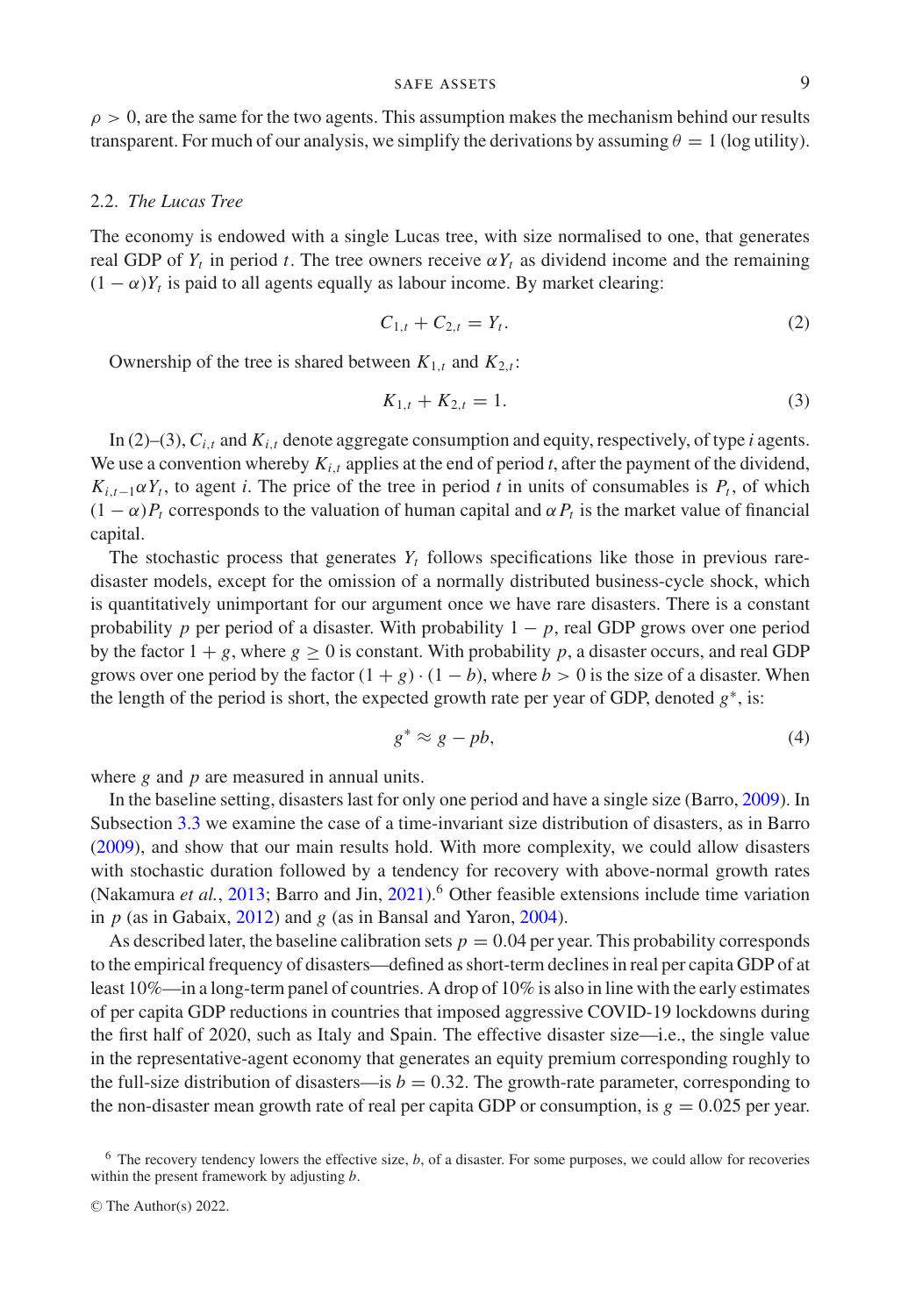$\rho > 0$, are the same for the two agents. This assumption makes the mechanism behind our results transparent. For much of our analysis, we simplify the derivations by assuming $\theta = 1$ (log utility).

### 2.2. *The Lucas Tree*

The economy is endowed with a single Lucas tree, with size normalised to one, that generates real GDP of $Y_t$ in period $t$. The tree owners receive $\alpha Y_t$ as dividend income and the remaining $(1-\alpha)Y_t$ is paid to all agents equally as labour income. By market clearing:

$$C_{1,t} + C_{2,t} = Y_t. \tag{2}$$

Ownership of the tree is shared between $K_{1,t}$ and $K_{2,t}$:

$$K_{1,t} + K_{2,t} = 1. \tag{3}$$

In (2)–(3), $C_{i,t}$ and $K_{i,t}$ denote aggregate consumption and equity, respectively, of type $i$ agents. We use a convention whereby $K_{i,t}$ applies at the end of period $t$, after the payment of the dividend, $K_{i,t-1}\alpha Y_t$, to agent $i$. The price of the tree in period $t$ in units of consumables is $P_t$, of which $(1-\alpha)P_t$ corresponds to the valuation of human capital and $\alpha P_t$ is the market value of financial capital.

The stochastic process that generates $Y_t$ follows specifications like those in previous rare-disaster models, except for the omission of a normally distributed business-cycle shock, which is quantitatively unimportant for our argument once we have rare disasters. There is a constant probability $p$ per period of a disaster. With probability $1-p$, real GDP grows over one period by the factor $1+g$, where $g \geq 0$ is constant. With probability $p$, a disaster occurs, and real GDP grows over one period by the factor $(1+g)\cdot(1-b)$, where $b > 0$ is the size of a disaster. When the length of the period is short, the expected growth rate per year of GDP, denoted $g^*$, is:

$$g^* \approx g - pb, \tag{4}$$

where $g$ and $p$ are measured in annual units.

In the baseline setting, disasters last for only one period and have a single size (Barro, 2009). In Subsection 3.3 we examine the case of a time-invariant size distribution of disasters, as in Barro (2009), and show that our main results hold. With more complexity, we could allow disasters with stochastic duration followed by a tendency for recovery with above-normal growth rates (Nakamura *et al.*, 2013; Barro and Jin, 2021).[6] Other feasible extensions include time variation in $p$ (as in Gabaix, 2012) and $g$ (as in Bansal and Yaron, 2004).

As described later, the baseline calibration sets $p = 0.04$ per year. This probability corresponds to the empirical frequency of disasters—defined as short-term declines in real per capita GDP of at least 10%—in a long-term panel of countries. A drop of 10% is also in line with the early estimates of per capita GDP reductions in countries that imposed aggressive COVID-19 lockdowns during the first half of 2020, such as Italy and Spain. The effective disaster size—i.e., the single value in the representative-agent economy that generates an equity premium corresponding roughly to the full-size distribution of disasters—is $b = 0.32$. The growth-rate parameter, corresponding to the non-disaster mean growth rate of real per capita GDP or consumption, is $g = 0.025$ per year.

[6] The recovery tendency lowers the effective size, $b$, of a disaster. For some purposes, we could allow for recoveries within the present framework by adjusting $b$.

© The Author(s) 2022.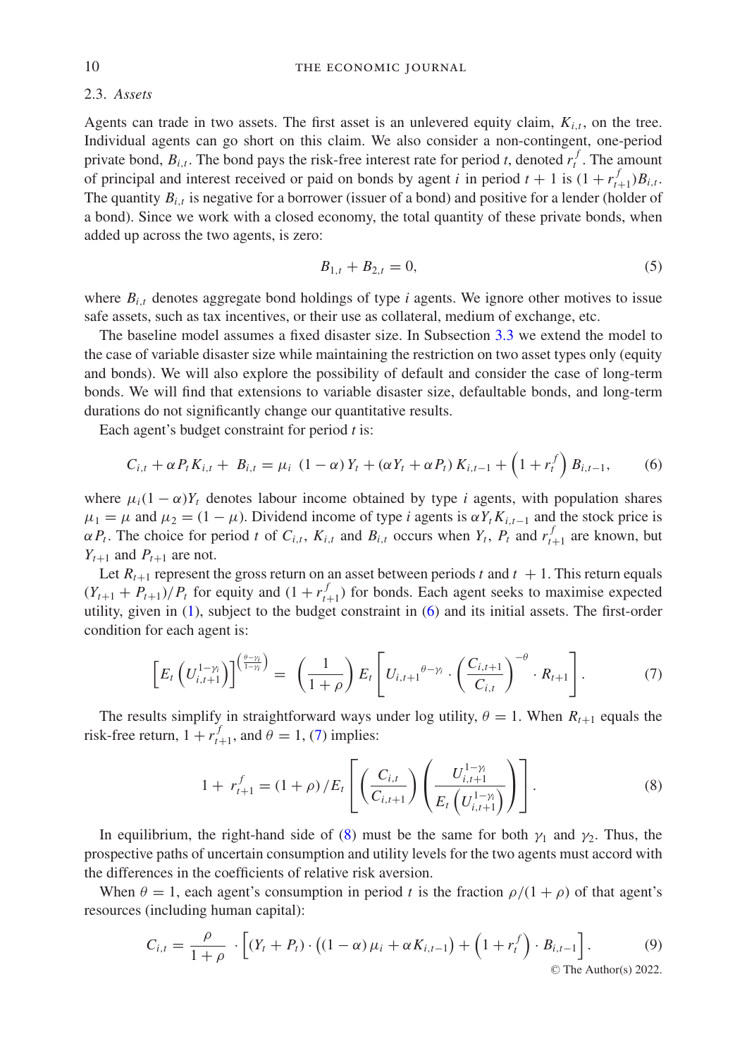### 2.3. *Assets*

Agents can trade in two assets. The first asset is an unlevered equity claim, $K_{i,t}$, on the tree. Individual agents can go short on this claim. We also consider a non-contingent, one-period private bond, $B_{i,t}$. The bond pays the risk-free interest rate for period $t$, denoted $r_t^f$. The amount of principal and interest received or paid on bonds by agent $i$ in period $t+1$ is $(1+r_{t+1}^f)B_{i,t}$. The quantity $B_{i,t}$ is negative for a borrower (issuer of a bond) and positive for a lender (holder of a bond). Since we work with a closed economy, the total quantity of these private bonds, when added up across the two agents, is zero:

$$B_{1,t} + B_{2,t} = 0, \tag{5}$$

where $B_{i,t}$ denotes aggregate bond holdings of type $i$ agents. We ignore other motives to issue safe assets, such as tax incentives, or their use as collateral, medium of exchange, etc.

The baseline model assumes a fixed disaster size. In Subsection 3.3 we extend the model to the case of variable disaster size while maintaining the restriction on two asset types only (equity and bonds). We will also explore the possibility of default and consider the case of long-term bonds. We will find that extensions to variable disaster size, defaultable bonds, and long-term durations do not significantly change our quantitative results.

Each agent's budget constraint for period $t$ is:

$$C_{i,t} + \alpha P_t K_{i,t} + B_{i,t} = \mu_i\ (1-\alpha)\, Y_t + (\alpha Y_t + \alpha P_t)\, K_{i,t-1} + \left(1 + r_t^f\right) B_{i,t-1}, \tag{6}$$

where $\mu_i(1-\alpha)Y_t$ denotes labour income obtained by type $i$ agents, with population shares $\mu_1 = \mu$ and $\mu_2 = (1-\mu)$. Dividend income of type $i$ agents is $\alpha Y_t K_{i,t-1}$ and the stock price is $\alpha P_t$. The choice for period $t$ of $C_{i,t}$, $K_{i,t}$ and $B_{i,t}$ occurs when $Y_t$, $P_t$ and $r_{t+1}^f$ are known, but $Y_{t+1}$ and $P_{t+1}$ are not.

Let $R_{t+1}$ represent the gross return on an asset between periods $t$ and $t+1$. This return equals $(Y_{t+1} + P_{t+1})/P_t$ for equity and $(1 + r_{t+1}^f)$ for bonds. Each agent seeks to maximise expected utility, given in (1), subject to the budget constraint in (6) and its initial assets. The first-order condition for each agent is:

$$\left[E_t\left(U_{i,t+1}^{1-\gamma_i}\right)\right]^{\left(\frac{\theta-\gamma_i}{1-\gamma_i}\right)} = \left(\frac{1}{1+\rho}\right) E_t\left[{U_{i,t+1}}^{\theta-\gamma_i} \cdot \left(\frac{C_{i,t+1}}{C_{i,t}}\right)^{-\theta} \cdot R_{t+1}\right]. \tag{7}$$

The results simplify in straightforward ways under log utility, $\theta = 1$. When $R_{t+1}$ equals the risk-free return, $1 + r_{t+1}^f$, and $\theta = 1$, (7) implies:

$$1 + r_{t+1}^f = (1+\rho)/E_t\left[\left(\frac{C_{i,t}}{C_{i,t+1}}\right)\left(\frac{U_{i,t+1}^{1-\gamma_i}}{E_t\left(U_{i,t+1}^{1-\gamma_i}\right)}\right)\right]. \tag{8}$$

In equilibrium, the right-hand side of (8) must be the same for both $\gamma_1$ and $\gamma_2$. Thus, the prospective paths of uncertain consumption and utility levels for the two agents must accord with the differences in the coefficients of relative risk aversion.

When $\theta = 1$, each agent's consumption in period $t$ is the fraction $\rho/(1+\rho)$ of that agent's resources (including human capital):

$$C_{i,t} = \frac{\rho}{1+\rho} \cdot \left[(Y_t + P_t) \cdot \left((1-\alpha)\,\mu_i + \alpha K_{i,t-1}\right) + \left(1 + r_t^f\right) \cdot B_{i,t-1}\right]. \tag{9}$$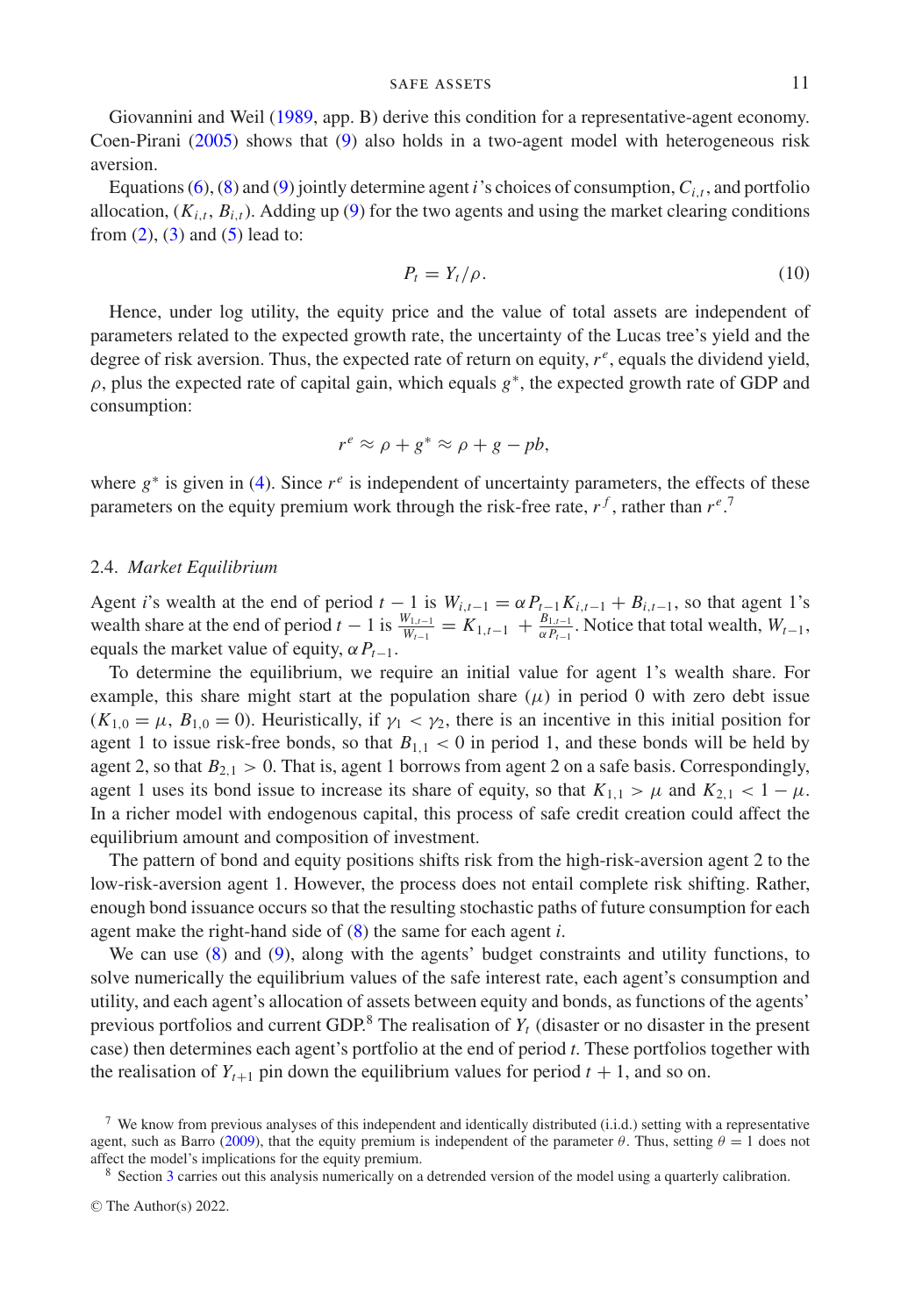Giovannini and Weil (1989, app. B) derive this condition for a representative-agent economy. Coen-Pirani (2005) shows that (9) also holds in a two-agent model with heterogeneous risk aversion.

Equations (6), (8) and (9) jointly determine agent $i$'s choices of consumption, $C_{i,t}$, and portfolio allocation, $(K_{i,t}, B_{i,t})$. Adding up (9) for the two agents and using the market clearing conditions from (2), (3) and (5) lead to:

$$P_t = Y_t/\rho. \tag{10}$$

Hence, under log utility, the equity price and the value of total assets are independent of parameters related to the expected growth rate, the uncertainty of the Lucas tree's yield and the degree of risk aversion. Thus, the expected rate of return on equity, $r^e$, equals the dividend yield, $\rho$, plus the expected rate of capital gain, which equals $g^*$, the expected growth rate of GDP and consumption:

$$r^e \approx \rho + g^* \approx \rho + g - pb,$$

where $g^*$ is given in (4). Since $r^e$ is independent of uncertainty parameters, the effects of these parameters on the equity premium work through the risk-free rate, $r^f$, rather than $r^e$.[7]

## 2.4. *Market Equilibrium*

Agent $i$'s wealth at the end of period $t-1$ is $W_{i,t-1} = \alpha P_{t-1} K_{i,t-1} + B_{i,t-1}$, so that agent 1's wealth share at the end of period $t-1$ is $\frac{W_{1,t-1}}{W_{t-1}} = K_{1,t-1} + \frac{B_{1,t-1}}{\alpha P_{t-1}}$. Notice that total wealth, $W_{t-1}$, equals the market value of equity, $\alpha P_{t-1}$.

To determine the equilibrium, we require an initial value for agent 1's wealth share. For example, this share might start at the population share ($\mu$) in period 0 with zero debt issue ($K_{1,0} = \mu$, $B_{1,0} = 0$). Heuristically, if $\gamma_1 < \gamma_2$, there is an incentive in this initial position for agent 1 to issue risk-free bonds, so that $B_{1,1} < 0$ in period 1, and these bonds will be held by agent 2, so that $B_{2,1} > 0$. That is, agent 1 borrows from agent 2 on a safe basis. Correspondingly, agent 1 uses its bond issue to increase its share of equity, so that $K_{1,1} > \mu$ and $K_{2,1} < 1 - \mu$. In a richer model with endogenous capital, this process of safe credit creation could affect the equilibrium amount and composition of investment.

The pattern of bond and equity positions shifts risk from the high-risk-aversion agent 2 to the low-risk-aversion agent 1. However, the process does not entail complete risk shifting. Rather, enough bond issuance occurs so that the resulting stochastic paths of future consumption for each agent make the right-hand side of (8) the same for each agent $i$.

We can use (8) and (9), along with the agents' budget constraints and utility functions, to solve numerically the equilibrium values of the safe interest rate, each agent's consumption and utility, and each agent's allocation of assets between equity and bonds, as functions of the agents' previous portfolios and current GDP.[8] The realisation of $Y_t$ (disaster or no disaster in the present case) then determines each agent's portfolio at the end of period $t$. These portfolios together with the realisation of $Y_{t+1}$ pin down the equilibrium values for period $t+1$, and so on.

[7] We know from previous analyses of this independent and identically distributed (i.i.d.) setting with a representative agent, such as Barro (2009), that the equity premium is independent of the parameter $\theta$. Thus, setting $\theta = 1$ does not affect the model's implications for the equity premium.

[8] Section 3 carries out this analysis numerically on a detrended version of the model using a quarterly calibration.

© The Author(s) 2022.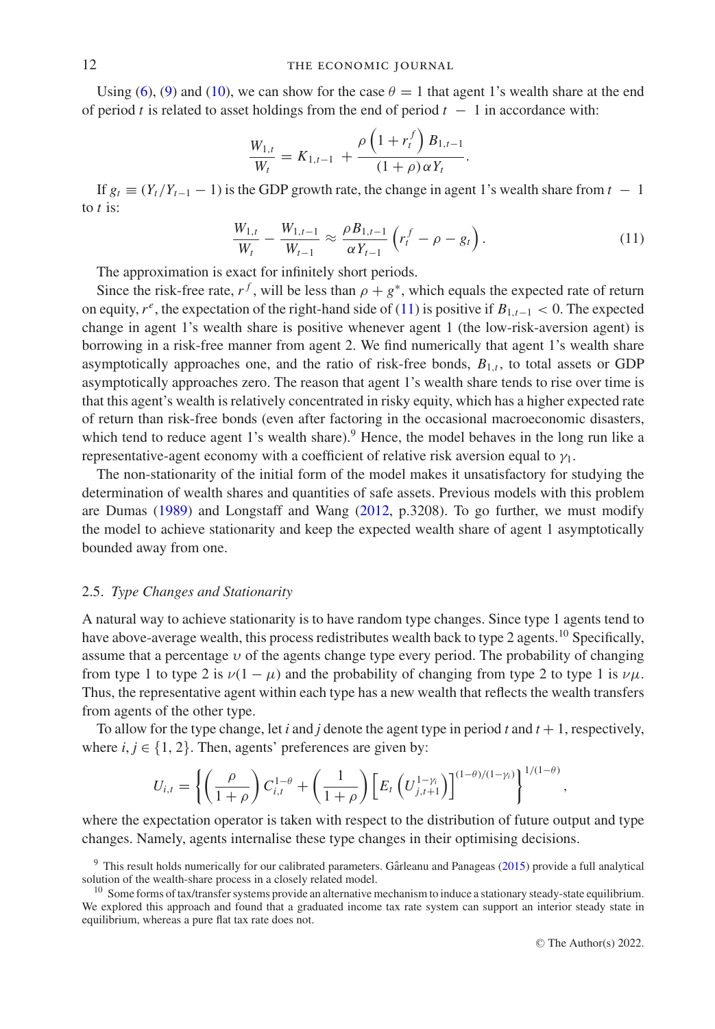Using (6), (9) and (10), we can show for the case $\theta = 1$ that agent 1's wealth share at the end of period $t$ is related to asset holdings from the end of period $t - 1$ in accordance with:

$$\frac{W_{1,t}}{W_t} = K_{1,t-1} + \frac{\rho\left(1 + r_t^f\right) B_{1,t-1}}{(1+\rho)\,\alpha Y_t}.$$

If $g_t \equiv (Y_t/Y_{t-1} - 1)$ is the GDP growth rate, the change in agent 1's wealth share from $t - 1$ to $t$ is:

$$\frac{W_{1,t}}{W_t} - \frac{W_{1,t-1}}{W_{t-1}} \approx \frac{\rho B_{1,t-1}}{\alpha Y_{t-1}}\left(r_t^f - \rho - g_t\right). \tag{11}$$

The approximation is exact for infinitely short periods.

Since the risk-free rate, $r^f$, will be less than $\rho + g^*$, which equals the expected rate of return on equity, $r^e$, the expectation of the right-hand side of (11) is positive if $B_{1,t-1} < 0$. The expected change in agent 1's wealth share is positive whenever agent 1 (the low-risk-aversion agent) is borrowing in a risk-free manner from agent 2. We find numerically that agent 1's wealth share asymptotically approaches one, and the ratio of risk-free bonds, $B_{1,t}$, to total assets or GDP asymptotically approaches zero. The reason that agent 1's wealth share tends to rise over time is that this agent's wealth is relatively concentrated in risky equity, which has a higher expected rate of return than risk-free bonds (even after factoring in the occasional macroeconomic disasters, which tend to reduce agent 1's wealth share).[9] Hence, the model behaves in the long run like a representative-agent economy with a coefficient of relative risk aversion equal to $\gamma_1$.

The non-stationarity of the initial form of the model makes it unsatisfactory for studying the determination of wealth shares and quantities of safe assets. Previous models with this problem are Dumas (1989) and Longstaff and Wang (2012, p.3208). To go further, we must modify the model to achieve stationarity and keep the expected wealth share of agent 1 asymptotically bounded away from one.

### 2.5. *Type Changes and Stationarity*

A natural way to achieve stationarity is to have random type changes. Since type 1 agents tend to have above-average wealth, this process redistributes wealth back to type 2 agents.[10] Specifically, assume that a percentage $\upsilon$ of the agents change type every period. The probability of changing from type 1 to type 2 is $\nu(1 - \mu)$ and the probability of changing from type 2 to type 1 is $\nu\mu$. Thus, the representative agent within each type has a new wealth that reflects the wealth transfers from agents of the other type.

To allow for the type change, let $i$ and $j$ denote the agent type in period $t$ and $t + 1$, respectively, where $i, j \in \{1, 2\}$. Then, agents' preferences are given by:

$$U_{i,t} = \left\{\left(\frac{\rho}{1+\rho}\right) C_{i,t}^{1-\theta} + \left(\frac{1}{1+\rho}\right)\left[E_t\left(U_{j,t+1}^{1-\gamma_i}\right)\right]^{(1-\theta)/(1-\gamma_i)}\right\}^{1/(1-\theta)},$$

where the expectation operator is taken with respect to the distribution of future output and type changes. Namely, agents internalise these type changes in their optimising decisions.

[9] This result holds numerically for our calibrated parameters. Gârleanu and Panageas (2015) provide a full analytical solution of the wealth-share process in a closely related model.

[10] Some forms of tax/transfer systems provide an alternative mechanism to induce a stationary steady-state equilibrium. We explored this approach and found that a graduated income tax rate system can support an interior steady state in equilibrium, whereas a pure flat tax rate does not.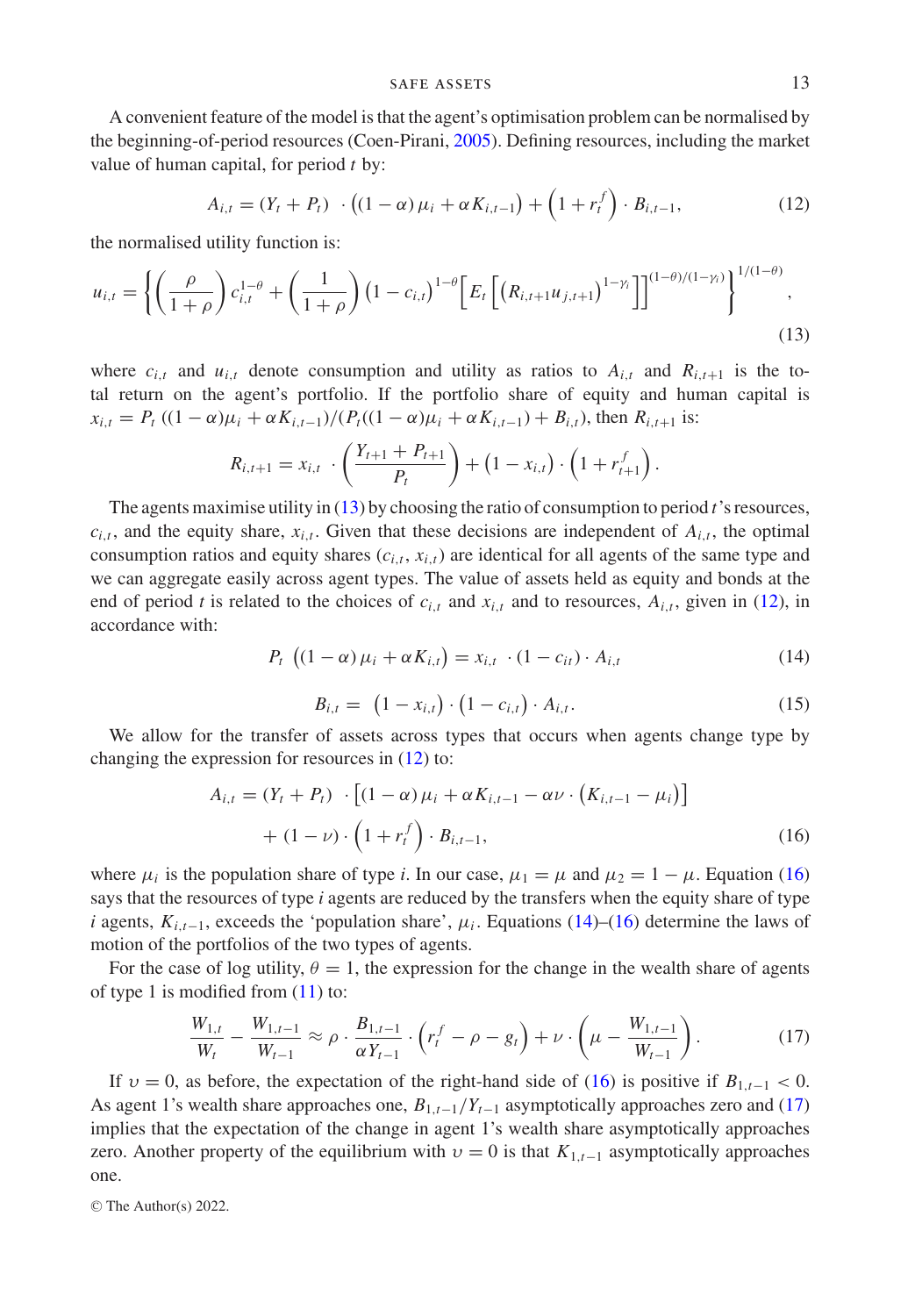A convenient feature of the model is that the agent's optimisation problem can be normalised by the beginning-of-period resources (Coen-Pirani, 2005). Defining resources, including the market value of human capital, for period $t$ by:

$$A_{i,t} = (Y_t + P_t) \cdot \left((1-\alpha)\,\mu_i + \alpha K_{i,t-1}\right) + \left(1 + r_t^f\right) \cdot B_{i,t-1}, \tag{12}$$

the normalised utility function is:

$$u_{i,t} = \left\{ \left(\frac{\rho}{1+\rho}\right) c_{i,t}^{1-\theta} + \left(\frac{1}{1+\rho}\right) \left(1 - c_{i,t}\right)^{1-\theta} \left[ E_t\left[ \left(R_{i,t+1} u_{j,t+1}\right)^{1-\gamma_i} \right] \right]^{(1-\theta)/(1-\gamma_i)} \right\}^{1/(1-\theta)}, \tag{13}$$

where $c_{i,t}$ and $u_{i,t}$ denote consumption and utility as ratios to $A_{i,t}$ and $R_{i,t+1}$ is the total return on the agent's portfolio. If the portfolio share of equity and human capital is $x_{i,t} = P_t\,((1-\alpha)\mu_i + \alpha K_{i,t-1})/(P_t((1-\alpha)\mu_i + \alpha K_{i,t-1}) + B_{i,t})$, then $R_{i,t+1}$ is:

$$R_{i,t+1} = x_{i,t} \cdot \left(\frac{Y_{t+1} + P_{t+1}}{P_t}\right) + \left(1 - x_{i,t}\right) \cdot \left(1 + r_{t+1}^f\right).$$

The agents maximise utility in (13) by choosing the ratio of consumption to period $t$'s resources, $c_{i,t}$, and the equity share, $x_{i,t}$. Given that these decisions are independent of $A_{i,t}$, the optimal consumption ratios and equity shares $(c_{i,t}, x_{i,t})$ are identical for all agents of the same type and we can aggregate easily across agent types. The value of assets held as equity and bonds at the end of period $t$ is related to the choices of $c_{i,t}$ and $x_{i,t}$ and to resources, $A_{i,t}$, given in (12), in accordance with:

$$P_t \,\left((1-\alpha)\,\mu_i + \alpha K_{i,t}\right) = x_{i,t} \cdot (1 - c_{it}) \cdot A_{i,t} \tag{14}$$

$$B_{i,t} = \left(1 - x_{i,t}\right) \cdot \left(1 - c_{i,t}\right) \cdot A_{i,t}. \tag{15}$$

We allow for the transfer of assets across types that occurs when agents change type by changing the expression for resources in (12) to:

$$\begin{aligned} A_{i,t} = {} & (Y_t + P_t) \cdot \left[(1-\alpha)\,\mu_i + \alpha K_{i,t-1} - \alpha\nu \cdot \left(K_{i,t-1} - \mu_i\right)\right] \\ & + (1-\nu) \cdot \left(1 + r_t^f\right) \cdot B_{i,t-1}, \end{aligned} \tag{16}$$

where $\mu_i$ is the population share of type $i$. In our case, $\mu_1 = \mu$ and $\mu_2 = 1 - \mu$. Equation (16) says that the resources of type $i$ agents are reduced by the transfers when the equity share of type $i$ agents, $K_{i,t-1}$, exceeds the 'population share', $\mu_i$. Equations (14)–(16) determine the laws of motion of the portfolios of the two types of agents.

For the case of log utility, $\theta = 1$, the expression for the change in the wealth share of agents of type 1 is modified from (11) to:

$$\frac{W_{1,t}}{W_t} - \frac{W_{1,t-1}}{W_{t-1}} \approx \rho \cdot \frac{B_{1,t-1}}{\alpha Y_{t-1}} \cdot \left(r_t^f - \rho - g_t\right) + \nu \cdot \left(\mu - \frac{W_{1,t-1}}{W_{t-1}}\right). \tag{17}$$

If $\upsilon = 0$, as before, the expectation of the right-hand side of (16) is positive if $B_{1,t-1} < 0$. As agent 1's wealth share approaches one, $B_{1,t-1}/Y_{t-1}$ asymptotically approaches zero and (17) implies that the expectation of the change in agent 1's wealth share asymptotically approaches zero. Another property of the equilibrium with $\upsilon = 0$ is that $K_{1,t-1}$ asymptotically approaches one.

© The Author(s) 2022.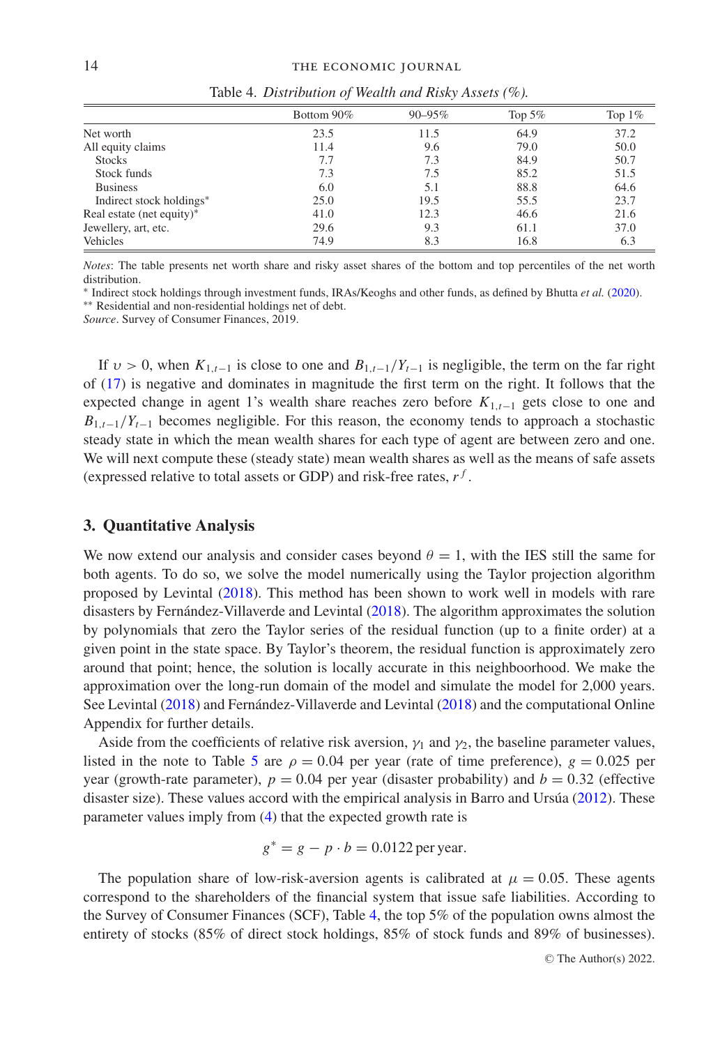Table 4. *Distribution of Wealth and Risky Assets (%).*

| | Bottom 90% | 90–95% | Top 5% | Top 1% |
|---|---|---|---|---|
| Net worth | 23.5 | 11.5 | 64.9 | 37.2 |
| All equity claims | 11.4 | 9.6 | 79.0 | 50.0 |
| Stocks | 7.7 | 7.3 | 84.9 | 50.7 |
| Stock funds | 7.3 | 7.5 | 85.2 | 51.5 |
| Business | 6.0 | 5.1 | 88.8 | 64.6 |
| Indirect stock holdings* | 25.0 | 19.5 | 55.5 | 23.7 |
| Real estate (net equity)* | 41.0 | 12.3 | 46.6 | 21.6 |
| Jewellery, art, etc. | 29.6 | 9.3 | 61.1 | 37.0 |
| Vehicles | 74.9 | 8.3 | 16.8 | 6.3 |

*Notes*: The table presents net worth share and risky asset shares of the bottom and top percentiles of the net worth distribution.

* Indirect stock holdings through investment funds, IRAs/Keoghs and other funds, as defined by Bhutta *et al.* (2020).

** Residential and non-residential holdings net of debt.

*Source*. Survey of Consumer Finances, 2019.

If $\upsilon > 0$, when $K_{1,t-1}$ is close to one and $B_{1,t-1}/Y_{t-1}$ is negligible, the term on the far right of (17) is negative and dominates in magnitude the first term on the right. It follows that the expected change in agent 1's wealth share reaches zero before $K_{1,t-1}$ gets close to one and $B_{1,t-1}/Y_{t-1}$ becomes negligible. For this reason, the economy tends to approach a stochastic steady state in which the mean wealth shares for each type of agent are between zero and one. We will next compute these (steady state) mean wealth shares as well as the means of safe assets (expressed relative to total assets or GDP) and risk-free rates, $r^f$.

## 3. Quantitative Analysis

We now extend our analysis and consider cases beyond $\theta = 1$, with the IES still the same for both agents. To do so, we solve the model numerically using the Taylor projection algorithm proposed by Levintal (2018). This method has been shown to work well in models with rare disasters by Fernández-Villaverde and Levintal (2018). The algorithm approximates the solution by polynomials that zero the Taylor series of the residual function (up to a finite order) at a given point in the state space. By Taylor's theorem, the residual function is approximately zero around that point; hence, the solution is locally accurate in this neighbourhood. We make the approximation over the long-run domain of the model and simulate the model for 2,000 years. See Levintal (2018) and Fernández-Villaverde and Levintal (2018) and the computational Online Appendix for further details.

Aside from the coefficients of relative risk aversion, $\gamma_1$ and $\gamma_2$, the baseline parameter values, listed in the note to Table 5 are $\rho = 0.04$ per year (rate of time preference), $g = 0.025$ per year (growth-rate parameter), $p = 0.04$ per year (disaster probability) and $b = 0.32$ (effective disaster size). These values accord with the empirical analysis in Barro and Ursúa (2012). These parameter values imply from (4) that the expected growth rate is

$$g^* = g - p \cdot b = 0.0122 \text{ per year.}$$

The population share of low-risk-aversion agents is calibrated at $\mu = 0.05$. These agents correspond to the shareholders of the financial system that issue safe liabilities. According to the Survey of Consumer Finances (SCF), Table 4, the top 5% of the population owns almost the entirety of stocks (85% of direct stock holdings, 85% of stock funds and 89% of businesses).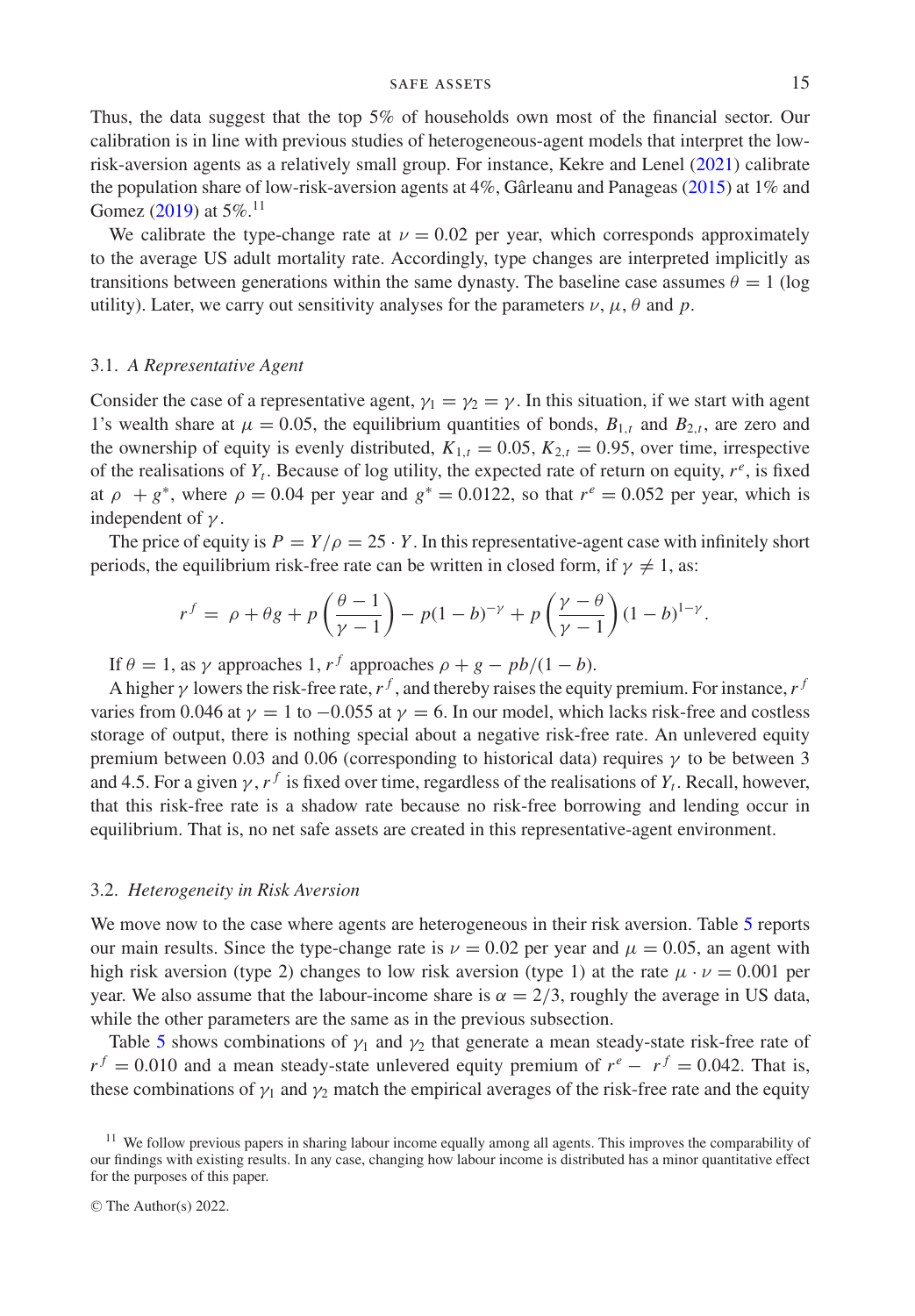Thus, the data suggest that the top 5% of households own most of the financial sector. Our calibration is in line with previous studies of heterogeneous-agent models that interpret the low-risk-aversion agents as a relatively small group. For instance, Kekre and Lenel (2021) calibrate the population share of low-risk-aversion agents at 4%, Gârleanu and Panageas (2015) at 1% and Gomez (2019) at 5%.[11]

We calibrate the type-change rate at $\nu = 0.02$ per year, which corresponds approximately to the average US adult mortality rate. Accordingly, type changes are interpreted implicitly as transitions between generations within the same dynasty. The baseline case assumes $\theta = 1$ (log utility). Later, we carry out sensitivity analyses for the parameters $\nu$, $\mu$, $\theta$ and $p$.

### 3.1. *A Representative Agent*

Consider the case of a representative agent, $\gamma_1 = \gamma_2 = \gamma$. In this situation, if we start with agent 1's wealth share at $\mu = 0.05$, the equilibrium quantities of bonds, $B_{1,t}$ and $B_{2,t}$, are zero and the ownership of equity is evenly distributed, $K_{1,t} = 0.05$, $K_{2,t} = 0.95$, over time, irrespective of the realisations of $Y_t$. Because of log utility, the expected rate of return on equity, $r^e$, is fixed at $\rho + g^*$, where $\rho = 0.04$ per year and $g^* = 0.0122$, so that $r^e = 0.052$ per year, which is independent of $\gamma$.

The price of equity is $P = Y/\rho = 25 \cdot Y$. In this representative-agent case with infinitely short periods, the equilibrium risk-free rate can be written in closed form, if $\gamma \neq 1$, as:

$$r^f = \rho + \theta g + p\left(\frac{\theta - 1}{\gamma - 1}\right) - p(1-b)^{-\gamma} + p\left(\frac{\gamma - \theta}{\gamma - 1}\right)(1-b)^{1-\gamma}.$$

If $\theta = 1$, as $\gamma$ approaches 1, $r^f$ approaches $\rho + g - pb/(1-b)$.

A higher $\gamma$ lowers the risk-free rate, $r^f$, and thereby raises the equity premium. For instance, $r^f$ varies from 0.046 at $\gamma = 1$ to $-0.055$ at $\gamma = 6$. In our model, which lacks risk-free and costless storage of output, there is nothing special about a negative risk-free rate. An unlevered equity premium between 0.03 and 0.06 (corresponding to historical data) requires $\gamma$ to be between 3 and 4.5. For a given $\gamma$, $r^f$ is fixed over time, regardless of the realisations of $Y_t$. Recall, however, that this risk-free rate is a shadow rate because no risk-free borrowing and lending occur in equilibrium. That is, no net safe assets are created in this representative-agent environment.

### 3.2. *Heterogeneity in Risk Aversion*

We move now to the case where agents are heterogeneous in their risk aversion. Table 5 reports our main results. Since the type-change rate is $\nu = 0.02$ per year and $\mu = 0.05$, an agent with high risk aversion (type 2) changes to low risk aversion (type 1) at the rate $\mu \cdot \nu = 0.001$ per year. We also assume that the labour-income share is $\alpha = 2/3$, roughly the average in US data, while the other parameters are the same as in the previous subsection.

Table 5 shows combinations of $\gamma_1$ and $\gamma_2$ that generate a mean steady-state risk-free rate of $r^f = 0.010$ and a mean steady-state unlevered equity premium of $r^e - r^f = 0.042$. That is, these combinations of $\gamma_1$ and $\gamma_2$ match the empirical averages of the risk-free rate and the equity

[11] We follow previous papers in sharing labour income equally among all agents. This improves the comparability of our findings with existing results. In any case, changing how labour income is distributed has a minor quantitative effect for the purposes of this paper.

© The Author(s) 2022.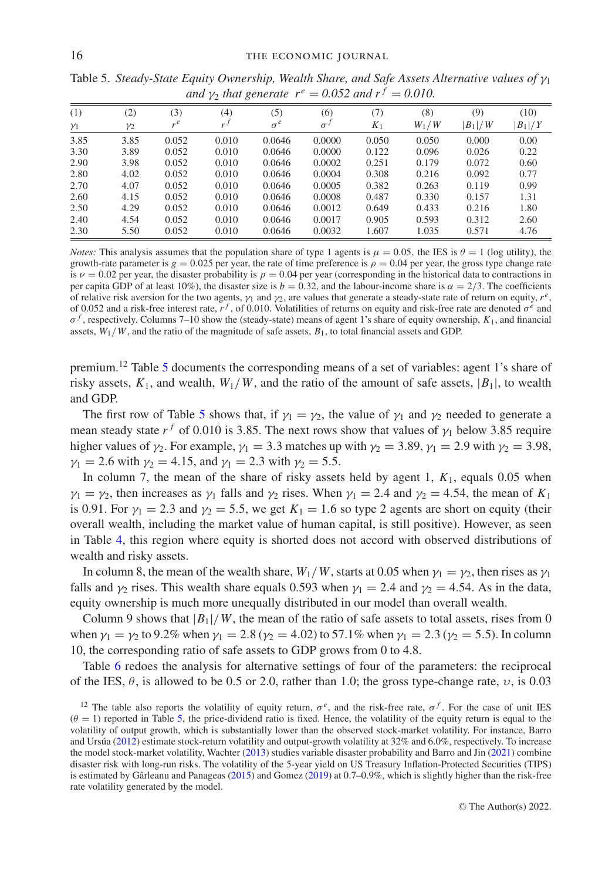Table 5. *Steady-State Equity Ownership, Wealth Share, and Safe Assets Alternative values of $\gamma_1$ and $\gamma_2$ that generate $r^e = 0.052$ and $r^f = 0.010$.*

| (1) $\gamma_1$ | (2) $\gamma_2$ | (3) $r^e$ | (4) $r^f$ | (5) $\sigma^e$ | (6) $\sigma^f$ | (7) $K_1$ | (8) $W_1/W$ | (9) $\|B_1\|/W$ | (10) $\|B_1\|/Y$ |
|---|---|---|---|---|---|---|---|---|---|
| 3.85 | 3.85 | 0.052 | 0.010 | 0.0646 | 0.0000 | 0.050 | 0.050 | 0.000 | 0.00 |
| 3.30 | 3.89 | 0.052 | 0.010 | 0.0646 | 0.0000 | 0.122 | 0.096 | 0.026 | 0.22 |
| 2.90 | 3.98 | 0.052 | 0.010 | 0.0646 | 0.0002 | 0.251 | 0.179 | 0.072 | 0.60 |
| 2.80 | 4.02 | 0.052 | 0.010 | 0.0646 | 0.0004 | 0.308 | 0.216 | 0.092 | 0.77 |
| 2.70 | 4.07 | 0.052 | 0.010 | 0.0646 | 0.0005 | 0.382 | 0.263 | 0.119 | 0.99 |
| 2.60 | 4.15 | 0.052 | 0.010 | 0.0646 | 0.0008 | 0.487 | 0.330 | 0.157 | 1.31 |
| 2.50 | 4.29 | 0.052 | 0.010 | 0.0646 | 0.0012 | 0.649 | 0.433 | 0.216 | 1.80 |
| 2.40 | 4.54 | 0.052 | 0.010 | 0.0646 | 0.0017 | 0.905 | 0.593 | 0.312 | 2.60 |
| 2.30 | 5.50 | 0.052 | 0.010 | 0.0646 | 0.0032 | 1.607 | 1.035 | 0.571 | 4.76 |

*Notes:* This analysis assumes that the population share of type 1 agents is $\mu = 0.05$, the IES is $\theta = 1$ (log utility), the growth-rate parameter is $g = 0.025$ per year, the rate of time preference is $\rho = 0.04$ per year, the gross type change rate is $\nu = 0.02$ per year, the disaster probability is $p = 0.04$ per year (corresponding in the historical data to contractions in per capita GDP of at least 10%), the disaster size is $b = 0.32$, and the labour-income share is $\alpha = 2/3$. The coefficients of relative risk aversion for the two agents, $\gamma_1$ and $\gamma_2$, are values that generate a steady-state rate of return on equity, $r^e$, of 0.052 and a risk-free interest rate, $r^f$, of 0.010. Volatilities of returns on equity and risk-free rate are denoted $\sigma^e$ and $\sigma^f$, respectively. Columns 7–10 show the (steady-state) means of agent 1's share of equity ownership, $K_1$, and financial assets, $W_1/W$, and the ratio of the magnitude of safe assets, $B_1$, to total financial assets and GDP.

premium.[12] Table 5 documents the corresponding means of a set of variables: agent 1's share of risky assets, $K_1$, and wealth, $W_1/W$, and the ratio of the amount of safe assets, $|B_1|$, to wealth and GDP.

The first row of Table 5 shows that, if $\gamma_1 = \gamma_2$, the value of $\gamma_1$ and $\gamma_2$ needed to generate a mean steady state $r^f$ of 0.010 is 3.85. The next rows show that values of $\gamma_1$ below 3.85 require higher values of $\gamma_2$. For example, $\gamma_1 = 3.3$ matches up with $\gamma_2 = 3.89$, $\gamma_1 = 2.9$ with $\gamma_2 = 3.98$, $\gamma_1 = 2.6$ with $\gamma_2 = 4.15$, and $\gamma_1 = 2.3$ with $\gamma_2 = 5.5$.

In column 7, the mean of the share of risky assets held by agent 1, $K_1$, equals 0.05 when $\gamma_1 = \gamma_2$, then increases as $\gamma_1$ falls and $\gamma_2$ rises. When $\gamma_1 = 2.4$ and $\gamma_2 = 4.54$, the mean of $K_1$ is 0.91. For $\gamma_1 = 2.3$ and $\gamma_2 = 5.5$, we get $K_1 = 1.6$ so type 2 agents are short on equity (their overall wealth, including the market value of human capital, is still positive). However, as seen in Table 4, this region where equity is shorted does not accord with observed distributions of wealth and risky assets.

In column 8, the mean of the wealth share, $W_1/W$, starts at 0.05 when $\gamma_1 = \gamma_2$, then rises as $\gamma_1$ falls and $\gamma_2$ rises. This wealth share equals 0.593 when $\gamma_1 = 2.4$ and $\gamma_2 = 4.54$. As in the data, equity ownership is much more unequally distributed in our model than overall wealth.

Column 9 shows that $|B_1|/W$, the mean of the ratio of safe assets to total assets, rises from 0 when $\gamma_1 = \gamma_2$ to 9.2% when $\gamma_1 = 2.8$ ($\gamma_2 = 4.02$) to 57.1% when $\gamma_1 = 2.3$ ($\gamma_2 = 5.5$). In column 10, the corresponding ratio of safe assets to GDP grows from 0 to 4.8.

Table 6 redoes the analysis for alternative settings of four of the parameters: the reciprocal of the IES, $\theta$, is allowed to be 0.5 or 2.0, rather than 1.0; the gross type-change rate, $\upsilon$, is 0.03

[12] The table also reports the volatility of equity return, $\sigma^e$, and the risk-free rate, $\sigma^f$. For the case of unit IES ($\theta = 1$) reported in Table 5, the price-dividend ratio is fixed. Hence, the volatility of the equity return is equal to the volatility of output growth, which is substantially lower than the observed stock-market volatility. For instance, Barro and Ursúa (2012) estimate stock-return volatility and output-growth volatility at 32% and 6.0%, respectively. To increase the model stock-market volatility, Wachter (2013) studies variable disaster probability and Barro and Jin (2021) combine disaster risk with long-run risks. The volatility of the 5-year yield on US Treasury Inflation-Protected Securities (TIPS) is estimated by Gârleanu and Panageas (2015) and Gomez (2019) at 0.7–0.9%, which is slightly higher than the risk-free rate volatility generated by the model.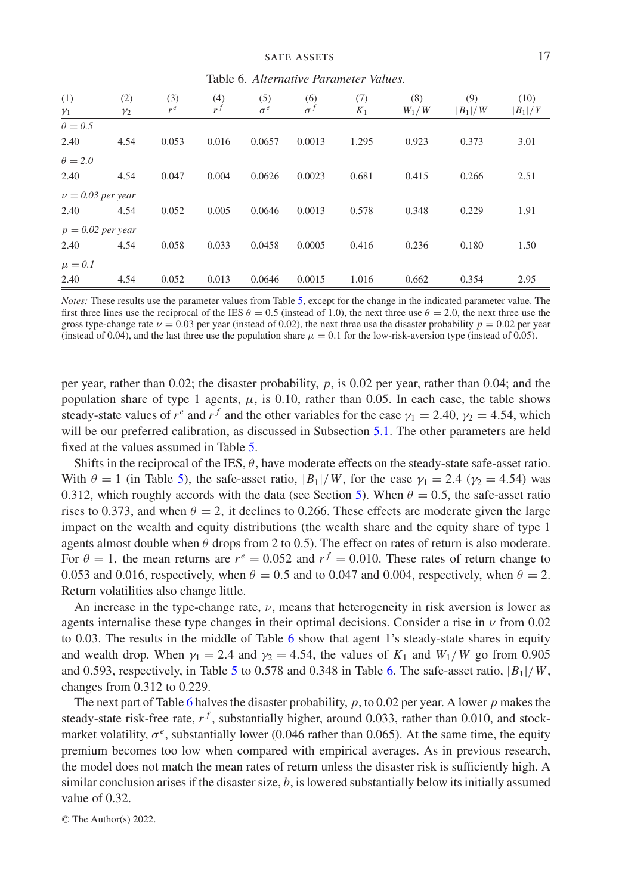Table 6. *Alternative Parameter Values.*

| (1) $\gamma_1$ | (2) $\gamma_2$ | (3) $r^e$ | (4) $r^f$ | (5) $\sigma^e$ | (6) $\sigma^f$ | (7) $K_1$ | (8) $W_1/W$ | (9) $\vert B_1\vert/W$ | (10) $\vert B_1\vert/Y$ |
|---|---|---|---|---|---|---|---|---|---|
| *$\theta = 0.5$* | | | | | | | | | |
| 2.40 | 4.54 | 0.053 | 0.016 | 0.0657 | 0.0013 | 1.295 | 0.923 | 0.373 | 3.01 |
| *$\theta = 2.0$* | | | | | | | | | |
| 2.40 | 4.54 | 0.047 | 0.004 | 0.0626 | 0.0023 | 0.681 | 0.415 | 0.266 | 2.51 |
| *$\nu = 0.03$ per year* | | | | | | | | | |
| 2.40 | 4.54 | 0.052 | 0.005 | 0.0646 | 0.0013 | 0.578 | 0.348 | 0.229 | 1.91 |
| *$p = 0.02$ per year* | | | | | | | | | |
| 2.40 | 4.54 | 0.058 | 0.033 | 0.0458 | 0.0005 | 0.416 | 0.236 | 0.180 | 1.50 |
| *$\mu = 0.1$* | | | | | | | | | |
| 2.40 | 4.54 | 0.052 | 0.013 | 0.0646 | 0.0015 | 1.016 | 0.662 | 0.354 | 2.95 |

*Notes:* These results use the parameter values from Table 5, except for the change in the indicated parameter value. The first three lines use the reciprocal of the IES $\theta = 0.5$ (instead of 1.0), the next three use $\theta = 2.0$, the next three use the gross type-change rate $\nu = 0.03$ per year (instead of 0.02), the next three use the disaster probability $p = 0.02$ per year (instead of 0.04), and the last three use the population share $\mu = 0.1$ for the low-risk-aversion type (instead of 0.05).

per year, rather than 0.02; the disaster probability, $p$, is 0.02 per year, rather than 0.04; and the population share of type 1 agents, $\mu$, is 0.10, rather than 0.05. In each case, the table shows steady-state values of $r^e$ and $r^f$ and the other variables for the case $\gamma_1 = 2.40$, $\gamma_2 = 4.54$, which will be our preferred calibration, as discussed in Subsection 5.1. The other parameters are held fixed at the values assumed in Table 5.

Shifts in the reciprocal of the IES, $\theta$, have moderate effects on the steady-state safe-asset ratio. With $\theta = 1$ (in Table 5), the safe-asset ratio, $|B_1|/W$, for the case $\gamma_1 = 2.4$ ($\gamma_2 = 4.54$) was 0.312, which roughly accords with the data (see Section 5). When $\theta = 0.5$, the safe-asset ratio rises to 0.373, and when $\theta = 2$, it declines to 0.266. These effects are moderate given the large impact on the wealth and equity distributions (the wealth share and the equity share of type 1 agents almost double when $\theta$ drops from 2 to 0.5). The effect on rates of return is also moderate. For $\theta = 1$, the mean returns are $r^e = 0.052$ and $r^f = 0.010$. These rates of return change to 0.053 and 0.016, respectively, when $\theta = 0.5$ and to 0.047 and 0.004, respectively, when $\theta = 2$. Return volatilities also change little.

An increase in the type-change rate, $\nu$, means that heterogeneity in risk aversion is lower as agents internalise these type changes in their optimal decisions. Consider a rise in $\nu$ from 0.02 to 0.03. The results in the middle of Table 6 show that agent 1's steady-state shares in equity and wealth drop. When $\gamma_1 = 2.4$ and $\gamma_2 = 4.54$, the values of $K_1$ and $W_1/W$ go from 0.905 and 0.593, respectively, in Table 5 to 0.578 and 0.348 in Table 6. The safe-asset ratio, $|B_1|/W$, changes from 0.312 to 0.229.

The next part of Table 6 halves the disaster probability, $p$, to 0.02 per year. A lower $p$ makes the steady-state risk-free rate, $r^f$, substantially higher, around 0.033, rather than 0.010, and stock-market volatility, $\sigma^e$, substantially lower (0.046 rather than 0.065). At the same time, the equity premium becomes too low when compared with empirical averages. As in previous research, the model does not match the mean rates of return unless the disaster risk is sufficiently high. A similar conclusion arises if the disaster size, $b$, is lowered substantially below its initially assumed value of 0.32.

© The Author(s) 2022.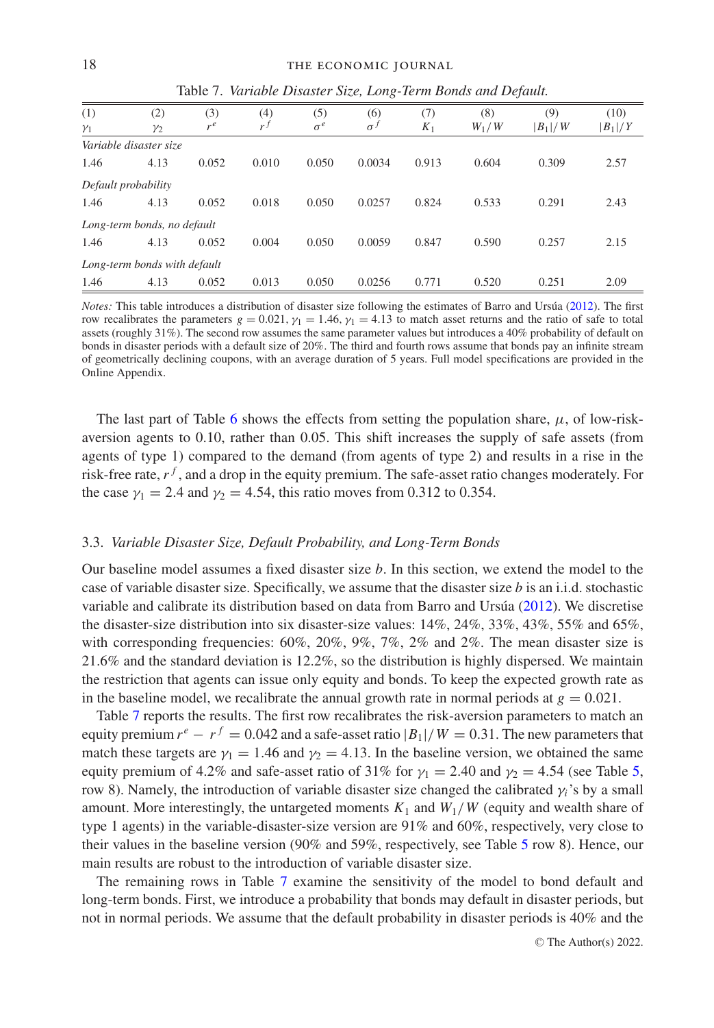Table 7. *Variable Disaster Size, Long-Term Bonds and Default.*

| (1) $\gamma_1$ | (2) $\gamma_2$ | (3) $r^e$ | (4) $r^f$ | (5) $\sigma^e$ | (6) $\sigma^f$ | (7) $K_1$ | (8) $W_1/W$ | (9) $\lvert B_1\rvert/W$ | (10) $\lvert B_1\rvert/Y$ |
|---|---|---|---|---|---|---|---|---|---|
| *Variable disaster size* | | | | | | | | | |
| 1.46 | 4.13 | 0.052 | 0.010 | 0.050 | 0.0034 | 0.913 | 0.604 | 0.309 | 2.57 |
| *Default probability* | | | | | | | | | |
| 1.46 | 4.13 | 0.052 | 0.018 | 0.050 | 0.0257 | 0.824 | 0.533 | 0.291 | 2.43 |
| *Long-term bonds, no default* | | | | | | | | | |
| 1.46 | 4.13 | 0.052 | 0.004 | 0.050 | 0.0059 | 0.847 | 0.590 | 0.257 | 2.15 |
| *Long-term bonds with default* | | | | | | | | | |
| 1.46 | 4.13 | 0.052 | 0.013 | 0.050 | 0.0256 | 0.771 | 0.520 | 0.251 | 2.09 |

*Notes:* This table introduces a distribution of disaster size following the estimates of Barro and Ursúa (2012). The first row recalibrates the parameters $g = 0.021$, $\gamma_1 = 1.46$, $\gamma_1 = 4.13$ to match asset returns and the ratio of safe to total assets (roughly 31%). The second row assumes the same parameter values but introduces a 40% probability of default on bonds in disaster periods with a default size of 20%. The third and fourth rows assume that bonds pay an infinite stream of geometrically declining coupons, with an average duration of 5 years. Full model specifications are provided in the Online Appendix.

The last part of Table 6 shows the effects from setting the population share, $\mu$, of low-risk-aversion agents to 0.10, rather than 0.05. This shift increases the supply of safe assets (from agents of type 1) compared to the demand (from agents of type 2) and results in a rise in the risk-free rate, $r^f$, and a drop in the equity premium. The safe-asset ratio changes moderately. For the case $\gamma_1 = 2.4$ and $\gamma_2 = 4.54$, this ratio moves from 0.312 to 0.354.

### 3.3. *Variable Disaster Size, Default Probability, and Long-Term Bonds*

Our baseline model assumes a fixed disaster size $b$. In this section, we extend the model to the case of variable disaster size. Specifically, we assume that the disaster size $b$ is an i.i.d. stochastic variable and calibrate its distribution based on data from Barro and Ursúa (2012). We discretise the disaster-size distribution into six disaster-size values: 14%, 24%, 33%, 43%, 55% and 65%, with corresponding frequencies: 60%, 20%, 9%, 7%, 2% and 2%. The mean disaster size is 21.6% and the standard deviation is 12.2%, so the distribution is highly dispersed. We maintain the restriction that agents can issue only equity and bonds. To keep the expected growth rate as in the baseline model, we recalibrate the annual growth rate in normal periods at $g = 0.021$.

Table 7 reports the results. The first row recalibrates the risk-aversion parameters to match an equity premium $r^e - r^f = 0.042$ and a safe-asset ratio $|B_1|/W = 0.31$. The new parameters that match these targets are $\gamma_1 = 1.46$ and $\gamma_2 = 4.13$. In the baseline version, we obtained the same equity premium of 4.2% and safe-asset ratio of 31% for $\gamma_1 = 2.40$ and $\gamma_2 = 4.54$ (see Table 5, row 8). Namely, the introduction of variable disaster size changed the calibrated $\gamma_i$'s by a small amount. More interestingly, the untargeted moments $K_1$ and $W_1/W$ (equity and wealth share of type 1 agents) in the variable-disaster-size version are 91% and 60%, respectively, very close to their values in the baseline version (90% and 59%, respectively, see Table 5 row 8). Hence, our main results are robust to the introduction of variable disaster size.

The remaining rows in Table 7 examine the sensitivity of the model to bond default and long-term bonds. First, we introduce a probability that bonds may default in disaster periods, but not in normal periods. We assume that the default probability in disaster periods is 40% and the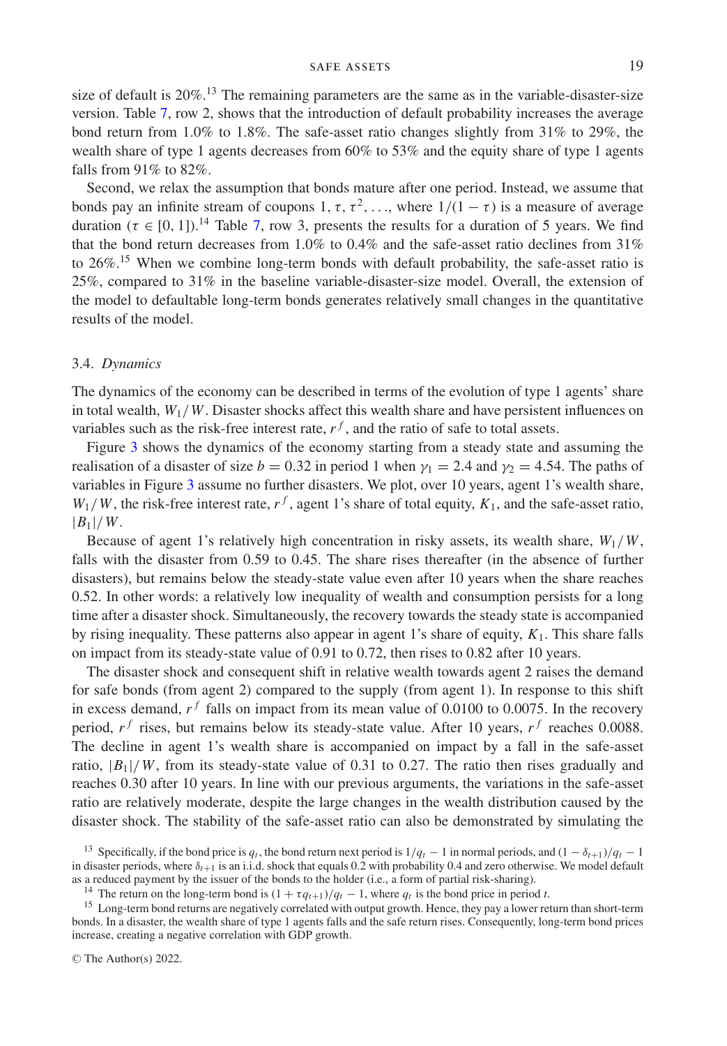size of default is 20%.[13] The remaining parameters are the same as in the variable-disaster-size version. Table 7, row 2, shows that the introduction of default probability increases the average bond return from 1.0% to 1.8%. The safe-asset ratio changes slightly from 31% to 29%, the wealth share of type 1 agents decreases from 60% to 53% and the equity share of type 1 agents falls from 91% to 82%.

Second, we relax the assumption that bonds mature after one period. Instead, we assume that bonds pay an infinite stream of coupons $1, \tau, \tau^2, \ldots$, where $1/(1-\tau)$ is a measure of average duration ($\tau \in [0, 1)$).[14] Table 7, row 3, presents the results for a duration of 5 years. We find that the bond return decreases from 1.0% to 0.4% and the safe-asset ratio declines from 31% to 26%.[15] When we combine long-term bonds with default probability, the safe-asset ratio is 25%, compared to 31% in the baseline variable-disaster-size model. Overall, the extension of the model to defaultable long-term bonds generates relatively small changes in the quantitative results of the model.

### 3.4. *Dynamics*

The dynamics of the economy can be described in terms of the evolution of type 1 agents' share in total wealth, $W_1/W$. Disaster shocks affect this wealth share and have persistent influences on variables such as the risk-free interest rate, $r^f$, and the ratio of safe to total assets.

Figure 3 shows the dynamics of the economy starting from a steady state and assuming the realisation of a disaster of size $b = 0.32$ in period 1 when $\gamma_1 = 2.4$ and $\gamma_2 = 4.54$. The paths of variables in Figure 3 assume no further disasters. We plot, over 10 years, agent 1's wealth share, $W_1/W$, the risk-free interest rate, $r^f$, agent 1's share of total equity, $K_1$, and the safe-asset ratio, $|B_1|/W$.

Because of agent 1's relatively high concentration in risky assets, its wealth share, $W_1/W$, falls with the disaster from 0.59 to 0.45. The share rises thereafter (in the absence of further disasters), but remains below the steady-state value even after 10 years when the share reaches 0.52. In other words: a relatively low inequality of wealth and consumption persists for a long time after a disaster shock. Simultaneously, the recovery towards the steady state is accompanied by rising inequality. These patterns also appear in agent 1's share of equity, $K_1$. This share falls on impact from its steady-state value of 0.91 to 0.72, then rises to 0.82 after 10 years.

The disaster shock and consequent shift in relative wealth towards agent 2 raises the demand for safe bonds (from agent 2) compared to the supply (from agent 1). In response to this shift in excess demand, $r^f$ falls on impact from its mean value of 0.0100 to 0.0075. In the recovery period, $r^f$ rises, but remains below its steady-state value. After 10 years, $r^f$ reaches 0.0088. The decline in agent 1's wealth share is accompanied on impact by a fall in the safe-asset ratio, $|B_1|/W$, from its steady-state value of 0.31 to 0.27. The ratio then rises gradually and reaches 0.30 after 10 years. In line with our previous arguments, the variations in the safe-asset ratio are relatively moderate, despite the large changes in the wealth distribution caused by the disaster shock. The stability of the safe-asset ratio can also be demonstrated by simulating the

---

[13] Specifically, if the bond price is $q_t$, the bond return next period is $1/q_t - 1$ in normal periods, and $(1 - \delta_{t+1})/q_t - 1$ in disaster periods, where $\delta_{t+1}$ is an i.i.d. shock that equals 0.2 with probability 0.4 and zero otherwise. We model default as a reduced payment by the issuer of the bonds to the holder (i.e., a form of partial risk-sharing).

[14] The return on the long-term bond is $(1 + \tau q_{t+1})/q_t - 1$, where $q_t$ is the bond price in period $t$.

[15] Long-term bond returns are negatively correlated with output growth. Hence, they pay a lower return than short-term bonds. In a disaster, the wealth share of type 1 agents falls and the safe return rises. Consequently, long-term bond prices increase, creating a negative correlation with GDP growth.

© The Author(s) 2022.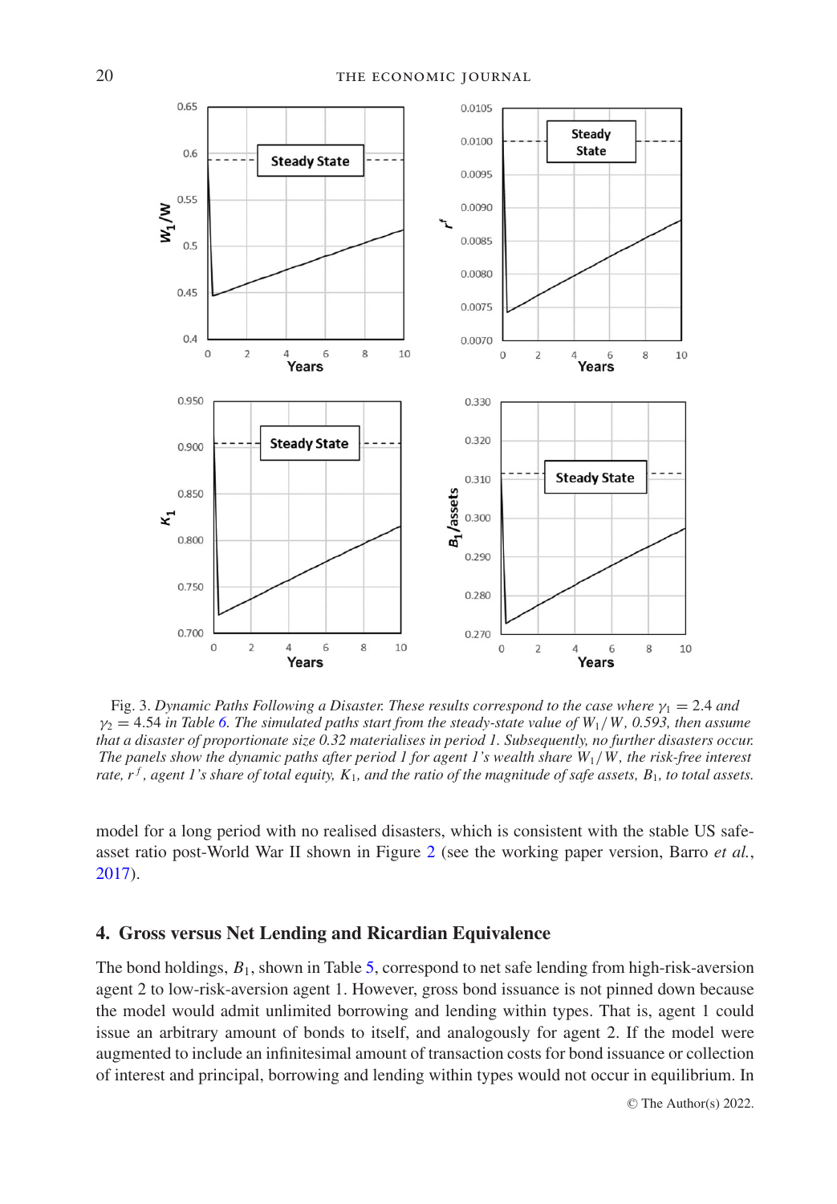Fig. 3. *Dynamic Paths Following a Disaster. These results correspond to the case where $\gamma_1 = 2.4$ and $\gamma_2 = 4.54$ in Table 6. The simulated paths start from the steady-state value of $W_1/W$, 0.593, then assume that a disaster of proportionate size 0.32 materialises in period 1. Subsequently, no further disasters occur. The panels show the dynamic paths after period 1 for agent 1's wealth share $W_1/W$, the risk-free interest rate, $r^f$, agent 1's share of total equity, $K_1$, and the ratio of the magnitude of safe assets, $B_1$, to total assets.*

model for a long period with no realised disasters, which is consistent with the stable US safe-asset ratio post-World War II shown in Figure 2 (see the working paper version, Barro *et al.*, 2017).

## 4. Gross versus Net Lending and Ricardian Equivalence

The bond holdings, $B_1$, shown in Table 5, correspond to net safe lending from high-risk-aversion agent 2 to low-risk-aversion agent 1. However, gross bond issuance is not pinned down because the model would admit unlimited borrowing and lending within types. That is, agent 1 could issue an arbitrary amount of bonds to itself, and analogously for agent 2. If the model were augmented to include an infinitesimal amount of transaction costs for bond issuance or collection of interest and principal, borrowing and lending within types would not occur in equilibrium. In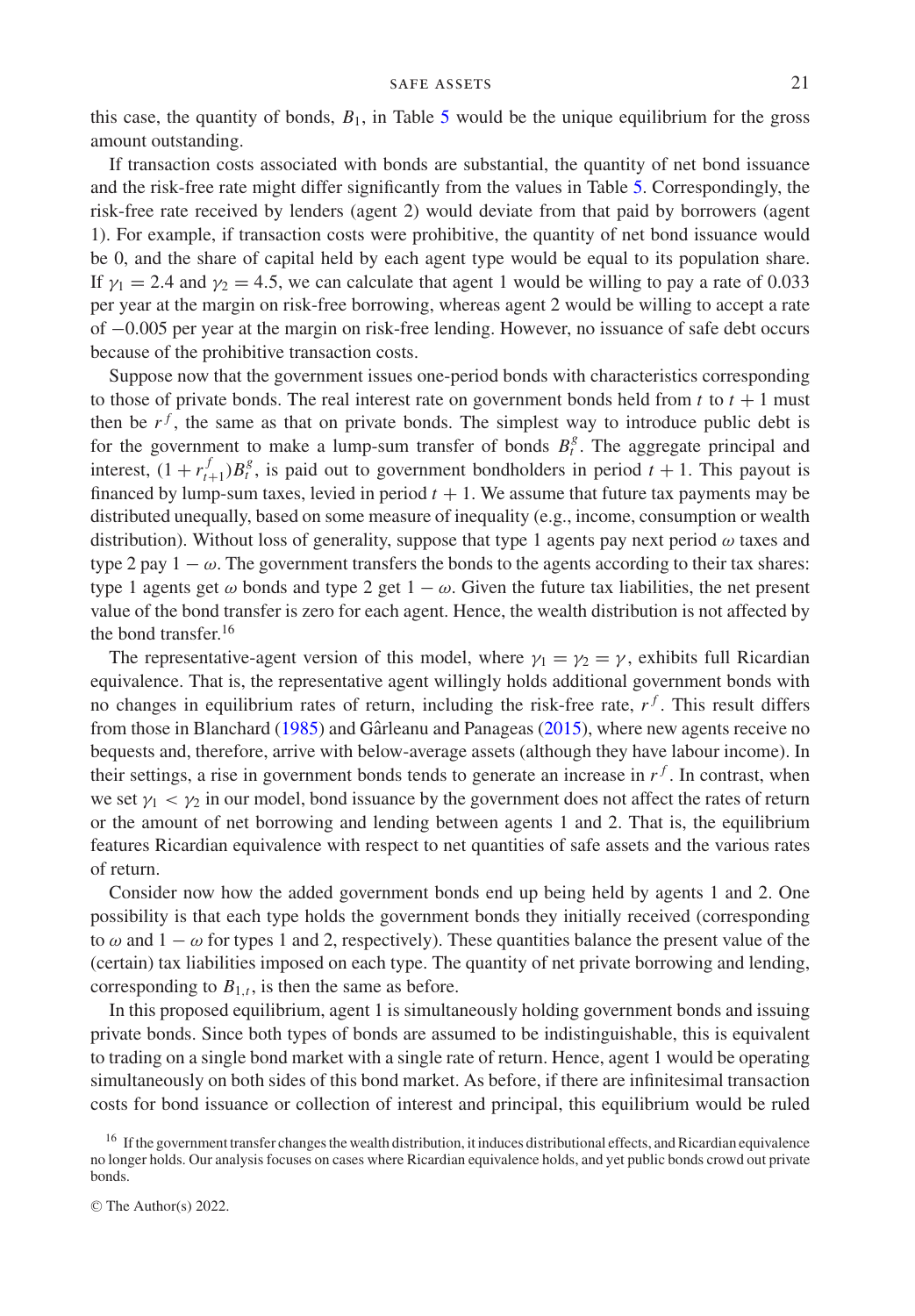this case, the quantity of bonds, $B_1$, in Table 5 would be the unique equilibrium for the gross amount outstanding.

If transaction costs associated with bonds are substantial, the quantity of net bond issuance and the risk-free rate might differ significantly from the values in Table 5. Correspondingly, the risk-free rate received by lenders (agent 2) would deviate from that paid by borrowers (agent 1). For example, if transaction costs were prohibitive, the quantity of net bond issuance would be 0, and the share of capital held by each agent type would be equal to its population share. If $\gamma_1 = 2.4$ and $\gamma_2 = 4.5$, we can calculate that agent 1 would be willing to pay a rate of 0.033 per year at the margin on risk-free borrowing, whereas agent 2 would be willing to accept a rate of $-0.005$ per year at the margin on risk-free lending. However, no issuance of safe debt occurs because of the prohibitive transaction costs.

Suppose now that the government issues one-period bonds with characteristics corresponding to those of private bonds. The real interest rate on government bonds held from $t$ to $t+1$ must then be $r^f$, the same as that on private bonds. The simplest way to introduce public debt is for the government to make a lump-sum transfer of bonds $B_t^g$. The aggregate principal and interest, $(1 + r_{t+1}^f)B_t^g$, is paid out to government bondholders in period $t+1$. This payout is financed by lump-sum taxes, levied in period $t+1$. We assume that future tax payments may be distributed unequally, based on some measure of inequality (e.g., income, consumption or wealth distribution). Without loss of generality, suppose that type 1 agents pay next period $\omega$ taxes and type 2 pay $1-\omega$. The government transfers the bonds to the agents according to their tax shares: type 1 agents get $\omega$ bonds and type 2 get $1-\omega$. Given the future tax liabilities, the net present value of the bond transfer is zero for each agent. Hence, the wealth distribution is not affected by the bond transfer.[16]

The representative-agent version of this model, where $\gamma_1 = \gamma_2 = \gamma$, exhibits full Ricardian equivalence. That is, the representative agent willingly holds additional government bonds with no changes in equilibrium rates of return, including the risk-free rate, $r^f$. This result differs from those in Blanchard (1985) and Gârleanu and Panageas (2015), where new agents receive no bequests and, therefore, arrive with below-average assets (although they have labour income). In their settings, a rise in government bonds tends to generate an increase in $r^f$. In contrast, when we set $\gamma_1 < \gamma_2$ in our model, bond issuance by the government does not affect the rates of return or the amount of net borrowing and lending between agents 1 and 2. That is, the equilibrium features Ricardian equivalence with respect to net quantities of safe assets and the various rates of return.

Consider now how the added government bonds end up being held by agents 1 and 2. One possibility is that each type holds the government bonds they initially received (corresponding to $\omega$ and $1-\omega$ for types 1 and 2, respectively). These quantities balance the present value of the (certain) tax liabilities imposed on each type. The quantity of net private borrowing and lending, corresponding to $B_{1,t}$, is then the same as before.

In this proposed equilibrium, agent 1 is simultaneously holding government bonds and issuing private bonds. Since both types of bonds are assumed to be indistinguishable, this is equivalent to trading on a single bond market with a single rate of return. Hence, agent 1 would be operating simultaneously on both sides of this bond market. As before, if there are infinitesimal transaction costs for bond issuance or collection of interest and principal, this equilibrium would be ruled

[16] If the government transfer changes the wealth distribution, it induces distributional effects, and Ricardian equivalence no longer holds. Our analysis focuses on cases where Ricardian equivalence holds, and yet public bonds crowd out private bonds.

© The Author(s) 2022.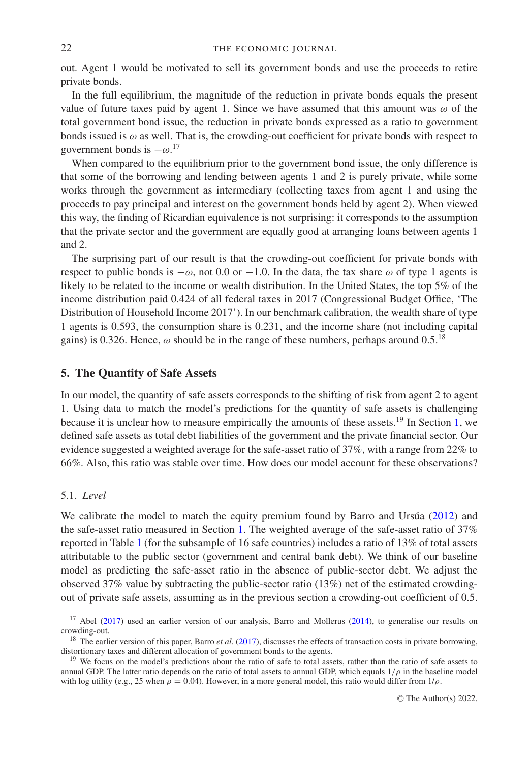out. Agent 1 would be motivated to sell its government bonds and use the proceeds to retire private bonds.

In the full equilibrium, the magnitude of the reduction in private bonds equals the present value of future taxes paid by agent 1. Since we have assumed that this amount was $\omega$ of the total government bond issue, the reduction in private bonds expressed as a ratio to government bonds issued is $\omega$ as well. That is, the crowding-out coefficient for private bonds with respect to government bonds is $-\omega$.[17]

When compared to the equilibrium prior to the government bond issue, the only difference is that some of the borrowing and lending between agents 1 and 2 is purely private, while some works through the government as intermediary (collecting taxes from agent 1 and using the proceeds to pay principal and interest on the government bonds held by agent 2). When viewed this way, the finding of Ricardian equivalence is not surprising: it corresponds to the assumption that the private sector and the government are equally good at arranging loans between agents 1 and 2.

The surprising part of our result is that the crowding-out coefficient for private bonds with respect to public bonds is $-\omega$, not 0.0 or $-1.0$. In the data, the tax share $\omega$ of type 1 agents is likely to be related to the income or wealth distribution. In the United States, the top 5% of the income distribution paid 0.424 of all federal taxes in 2017 (Congressional Budget Office, 'The Distribution of Household Income 2017'). In our benchmark calibration, the wealth share of type 1 agents is 0.593, the consumption share is 0.231, and the income share (not including capital gains) is 0.326. Hence, $\omega$ should be in the range of these numbers, perhaps around 0.5.[18]

## 5. The Quantity of Safe Assets

In our model, the quantity of safe assets corresponds to the shifting of risk from agent 2 to agent 1. Using data to match the model's predictions for the quantity of safe assets is challenging because it is unclear how to measure empirically the amounts of these assets.[19] In Section 1, we defined safe assets as total debt liabilities of the government and the private financial sector. Our evidence suggested a weighted average for the safe-asset ratio of 37%, with a range from 22% to 66%. Also, this ratio was stable over time. How does our model account for these observations?

### 5.1. *Level*

We calibrate the model to match the equity premium found by Barro and Ursúa (2012) and the safe-asset ratio measured in Section 1. The weighted average of the safe-asset ratio of 37% reported in Table 1 (for the subsample of 16 safe countries) includes a ratio of 13% of total assets attributable to the public sector (government and central bank debt). We think of our baseline model as predicting the safe-asset ratio in the absence of public-sector debt. We adjust the observed 37% value by subtracting the public-sector ratio (13%) net of the estimated crowding-out of private safe assets, assuming as in the previous section a crowding-out coefficient of 0.5.

[17] Abel (2017) used an earlier version of our analysis, Barro and Mollerus (2014), to generalise our results on crowding-out.

[18] The earlier version of this paper, Barro *et al.* (2017), discusses the effects of transaction costs in private borrowing, distortionary taxes and different allocation of government bonds to the agents.

[19] We focus on the model's predictions about the ratio of safe to total assets, rather than the ratio of safe assets to annual GDP. The latter ratio depends on the ratio of total assets to annual GDP, which equals $1/\rho$ in the baseline model with log utility (e.g., 25 when $\rho = 0.04$). However, in a more general model, this ratio would differ from $1/\rho$.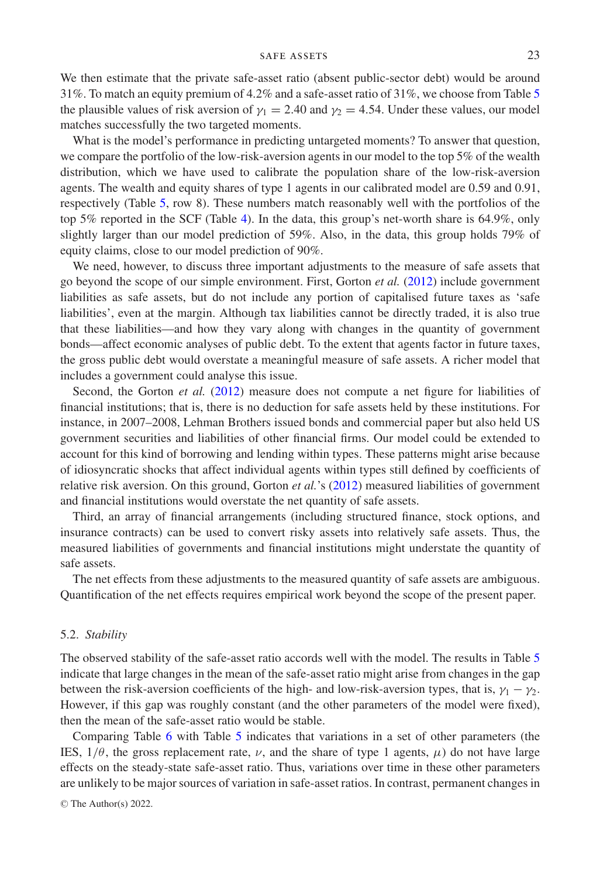We then estimate that the private safe-asset ratio (absent public-sector debt) would be around 31%. To match an equity premium of 4.2% and a safe-asset ratio of 31%, we choose from Table 5 the plausible values of risk aversion of $\gamma_1 = 2.40$ and $\gamma_2 = 4.54$. Under these values, our model matches successfully the two targeted moments.

What is the model's performance in predicting untargeted moments? To answer that question, we compare the portfolio of the low-risk-aversion agents in our model to the top 5% of the wealth distribution, which we have used to calibrate the population share of the low-risk-aversion agents. The wealth and equity shares of type 1 agents in our calibrated model are 0.59 and 0.91, respectively (Table 5, row 8). These numbers match reasonably well with the portfolios of the top 5% reported in the SCF (Table 4). In the data, this group's net-worth share is 64.9%, only slightly larger than our model prediction of 59%. Also, in the data, this group holds 79% of equity claims, close to our model prediction of 90%.

We need, however, to discuss three important adjustments to the measure of safe assets that go beyond the scope of our simple environment. First, Gorton *et al.* (2012) include government liabilities as safe assets, but do not include any portion of capitalised future taxes as 'safe liabilities', even at the margin. Although tax liabilities cannot be directly traded, it is also true that these liabilities—and how they vary along with changes in the quantity of government bonds—affect economic analyses of public debt. To the extent that agents factor in future taxes, the gross public debt would overstate a meaningful measure of safe assets. A richer model that includes a government could analyse this issue.

Second, the Gorton *et al.* (2012) measure does not compute a net figure for liabilities of financial institutions; that is, there is no deduction for safe assets held by these institutions. For instance, in 2007–2008, Lehman Brothers issued bonds and commercial paper but also held US government securities and liabilities of other financial firms. Our model could be extended to account for this kind of borrowing and lending within types. These patterns might arise because of idiosyncratic shocks that affect individual agents within types still defined by coefficients of relative risk aversion. On this ground, Gorton *et al.*'s (2012) measured liabilities of government and financial institutions would overstate the net quantity of safe assets.

Third, an array of financial arrangements (including structured finance, stock options, and insurance contracts) can be used to convert risky assets into relatively safe assets. Thus, the measured liabilities of governments and financial institutions might understate the quantity of safe assets.

The net effects from these adjustments to the measured quantity of safe assets are ambiguous. Quantification of the net effects requires empirical work beyond the scope of the present paper.

### 5.2. *Stability*

The observed stability of the safe-asset ratio accords well with the model. The results in Table 5 indicate that large changes in the mean of the safe-asset ratio might arise from changes in the gap between the risk-aversion coefficients of the high- and low-risk-aversion types, that is, $\gamma_1 - \gamma_2$. However, if this gap was roughly constant (and the other parameters of the model were fixed), then the mean of the safe-asset ratio would be stable.

Comparing Table 6 with Table 5 indicates that variations in a set of other parameters (the IES, $1/\theta$, the gross replacement rate, $\nu$, and the share of type 1 agents, $\mu$) do not have large effects on the steady-state safe-asset ratio. Thus, variations over time in these other parameters are unlikely to be major sources of variation in safe-asset ratios. In contrast, permanent changes in

© The Author(s) 2022.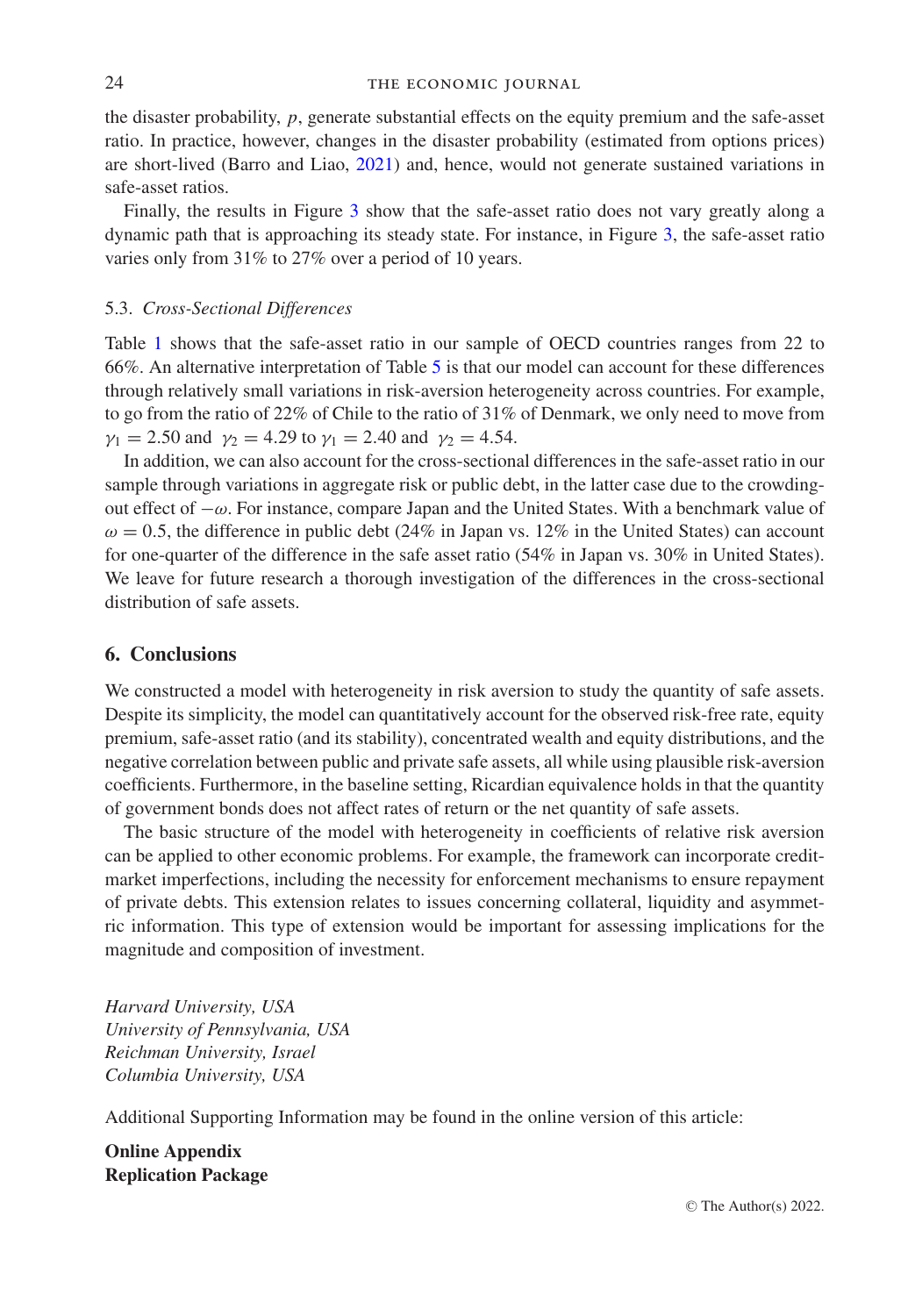the disaster probability, $p$, generate substantial effects on the equity premium and the safe-asset ratio. In practice, however, changes in the disaster probability (estimated from options prices) are short-lived (Barro and Liao, 2021) and, hence, would not generate sustained variations in safe-asset ratios.

Finally, the results in Figure 3 show that the safe-asset ratio does not vary greatly along a dynamic path that is approaching its steady state. For instance, in Figure 3, the safe-asset ratio varies only from 31% to 27% over a period of 10 years.

### 5.3. *Cross-Sectional Differences*

Table 1 shows that the safe-asset ratio in our sample of OECD countries ranges from 22 to 66%. An alternative interpretation of Table 5 is that our model can account for these differences through relatively small variations in risk-aversion heterogeneity across countries. For example, to go from the ratio of 22% of Chile to the ratio of 31% of Denmark, we only need to move from $\gamma_1 = 2.50$ and $\gamma_2 = 4.29$ to $\gamma_1 = 2.40$ and $\gamma_2 = 4.54$.

In addition, we can also account for the cross-sectional differences in the safe-asset ratio in our sample through variations in aggregate risk or public debt, in the latter case due to the crowding-out effect of $-\omega$. For instance, compare Japan and the United States. With a benchmark value of $\omega = 0.5$, the difference in public debt (24% in Japan vs. 12% in the United States) can account for one-quarter of the difference in the safe asset ratio (54% in Japan vs. 30% in United States). We leave for future research a thorough investigation of the differences in the cross-sectional distribution of safe assets.

## 6. Conclusions

We constructed a model with heterogeneity in risk aversion to study the quantity of safe assets. Despite its simplicity, the model can quantitatively account for the observed risk-free rate, equity premium, safe-asset ratio (and its stability), concentrated wealth and equity distributions, and the negative correlation between public and private safe assets, all while using plausible risk-aversion coefficients. Furthermore, in the baseline setting, Ricardian equivalence holds in that the quantity of government bonds does not affect rates of return or the net quantity of safe assets.

The basic structure of the model with heterogeneity in coefficients of relative risk aversion can be applied to other economic problems. For example, the framework can incorporate credit-market imperfections, including the necessity for enforcement mechanisms to ensure repayment of private debts. This extension relates to issues concerning collateral, liquidity and asymmetric information. This type of extension would be important for assessing implications for the magnitude and composition of investment.

*Harvard University, USA*
*University of Pennsylvania, USA*
*Reichman University, Israel*
*Columbia University, USA*

Additional Supporting Information may be found in the online version of this article:

**Online Appendix**
**Replication Package**

© The Author(s) 2022.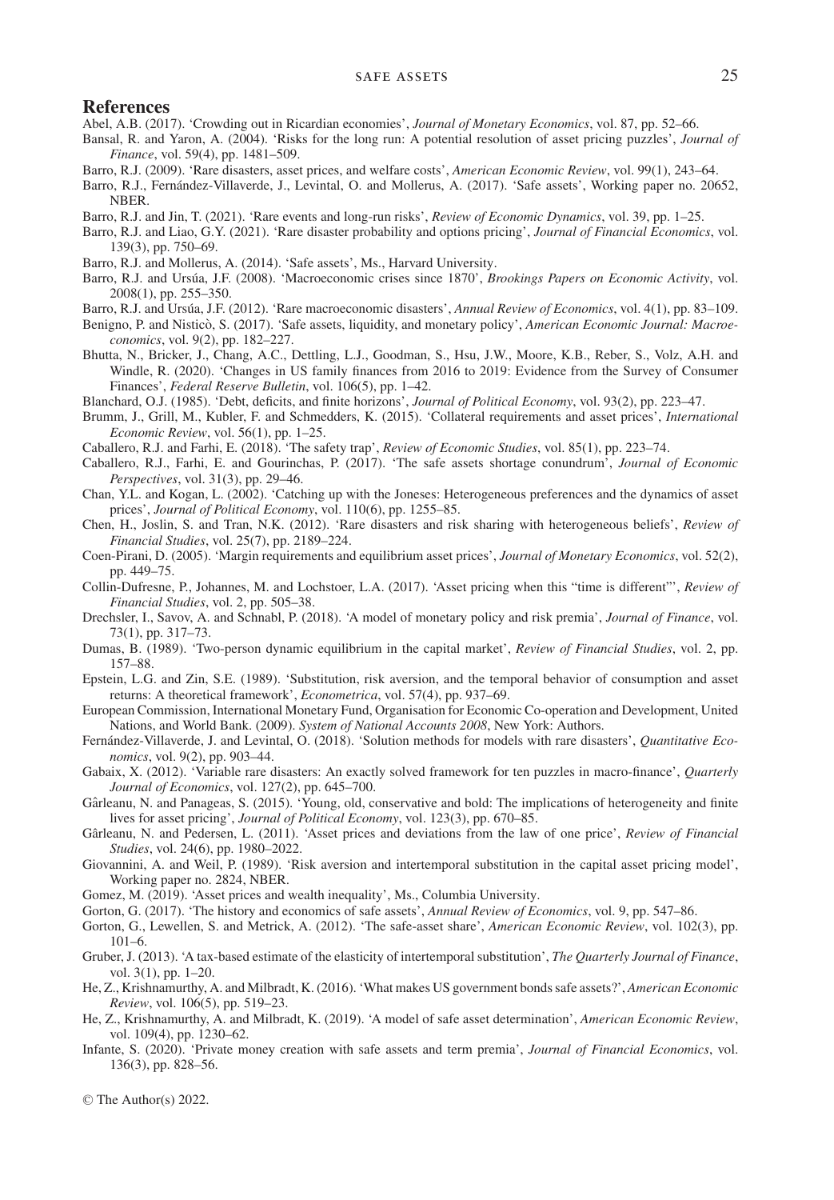# References

Abel, A.B. (2017). 'Crowding out in Ricardian economies', *Journal of Monetary Economics*, vol. 87, pp. 52–66.

Bansal, R. and Yaron, A. (2004). 'Risks for the long run: A potential resolution of asset pricing puzzles', *Journal of Finance*, vol. 59(4), pp. 1481–509.

Barro, R.J. (2009). 'Rare disasters, asset prices, and welfare costs', *American Economic Review*, vol. 99(1), 243–64.

Barro, R.J., Fernández-Villaverde, J., Levintal, O. and Mollerus, A. (2017). 'Safe assets', Working paper no. 20652, NBER.

Barro, R.J. and Jin, T. (2021). 'Rare events and long-run risks', *Review of Economic Dynamics*, vol. 39, pp. 1–25.

Barro, R.J. and Liao, G.Y. (2021). 'Rare disaster probability and options pricing', *Journal of Financial Economics*, vol. 139(3), pp. 750–69.

Barro, R.J. and Mollerus, A. (2014). 'Safe assets', Ms., Harvard University.

Barro, R.J. and Ursúa, J.F. (2008). 'Macroeconomic crises since 1870', *Brookings Papers on Economic Activity*, vol. 2008(1), pp. 255–350.

Barro, R.J. and Ursúa, J.F. (2012). 'Rare macroeconomic disasters', *Annual Review of Economics*, vol. 4(1), pp. 83–109.

Benigno, P. and Nisticò, S. (2017). 'Safe assets, liquidity, and monetary policy', *American Economic Journal: Macroeconomics*, vol. 9(2), pp. 182–227.

Bhutta, N., Bricker, J., Chang, A.C., Dettling, L.J., Goodman, S., Hsu, J.W., Moore, K.B., Reber, S., Volz, A.H. and Windle, R. (2020). 'Changes in US family finances from 2016 to 2019: Evidence from the Survey of Consumer Finances', *Federal Reserve Bulletin*, vol. 106(5), pp. 1–42.

Blanchard, O.J. (1985). 'Debt, deficits, and finite horizons', *Journal of Political Economy*, vol. 93(2), pp. 223–47.

Brumm, J., Grill, M., Kubler, F. and Schmedders, K. (2015). 'Collateral requirements and asset prices', *International Economic Review*, vol. 56(1), pp. 1–25.

Caballero, R.J. and Farhi, E. (2018). 'The safety trap', *Review of Economic Studies*, vol. 85(1), pp. 223–74.

Caballero, R.J., Farhi, E. and Gourinchas, P. (2017). 'The safe assets shortage conundrum', *Journal of Economic Perspectives*, vol. 31(3), pp. 29–46.

Chan, Y.L. and Kogan, L. (2002). 'Catching up with the Joneses: Heterogeneous preferences and the dynamics of asset prices', *Journal of Political Economy*, vol. 110(6), pp. 1255–85.

Chen, H., Joslin, S. and Tran, N.K. (2012). 'Rare disasters and risk sharing with heterogeneous beliefs', *Review of Financial Studies*, vol. 25(7), pp. 2189–224.

Coen-Pirani, D. (2005). 'Margin requirements and equilibrium asset prices', *Journal of Monetary Economics*, vol. 52(2), pp. 449–75.

Collin-Dufresne, P., Johannes, M. and Lochstoer, L.A. (2017). 'Asset pricing when this "time is different"', *Review of Financial Studies*, vol. 2, pp. 505–38.

Drechsler, I., Savov, A. and Schnabl, P. (2018). 'A model of monetary policy and risk premia', *Journal of Finance*, vol. 73(1), pp. 317–73.

Dumas, B. (1989). 'Two-person dynamic equilibrium in the capital market', *Review of Financial Studies*, vol. 2, pp. 157–88.

Epstein, L.G. and Zin, S.E. (1989). 'Substitution, risk aversion, and the temporal behavior of consumption and asset returns: A theoretical framework', *Econometrica*, vol. 57(4), pp. 937–69.

European Commission, International Monetary Fund, Organisation for Economic Co-operation and Development, United Nations, and World Bank. (2009). *System of National Accounts 2008*, New York: Authors.

Fernández-Villaverde, J. and Levintal, O. (2018). 'Solution methods for models with rare disasters', *Quantitative Economics*, vol. 9(2), pp. 903–44.

Gabaix, X. (2012). 'Variable rare disasters: An exactly solved framework for ten puzzles in macro-finance', *Quarterly Journal of Economics*, vol. 127(2), pp. 645–700.

Gârleanu, N. and Panageas, S. (2015). 'Young, old, conservative and bold: The implications of heterogeneity and finite lives for asset pricing', *Journal of Political Economy*, vol. 123(3), pp. 670–85.

Gârleanu, N. and Pedersen, L. (2011). 'Asset prices and deviations from the law of one price', *Review of Financial Studies*, vol. 24(6), pp. 1980–2022.

Giovannini, A. and Weil, P. (1989). 'Risk aversion and intertemporal substitution in the capital asset pricing model', Working paper no. 2824, NBER.

Gomez, M. (2019). 'Asset prices and wealth inequality', Ms., Columbia University.

Gorton, G. (2017). 'The history and economics of safe assets', *Annual Review of Economics*, vol. 9, pp. 547–86.

Gorton, G., Lewellen, S. and Metrick, A. (2012). 'The safe-asset share', *American Economic Review*, vol. 102(3), pp. 101–6.

Gruber, J. (2013). 'A tax-based estimate of the elasticity of intertemporal substitution', *The Quarterly Journal of Finance*, vol. 3(1), pp. 1–20.

He, Z., Krishnamurthy, A. and Milbradt, K. (2016). 'What makes US government bonds safe assets?', *American Economic Review*, vol. 106(5), pp. 519–23.

He, Z., Krishnamurthy, A. and Milbradt, K. (2019). 'A model of safe asset determination', *American Economic Review*, vol. 109(4), pp. 1230–62.

Infante, S. (2020). 'Private money creation with safe assets and term premia', *Journal of Financial Economics*, vol. 136(3), pp. 828–56.

© The Author(s) 2022.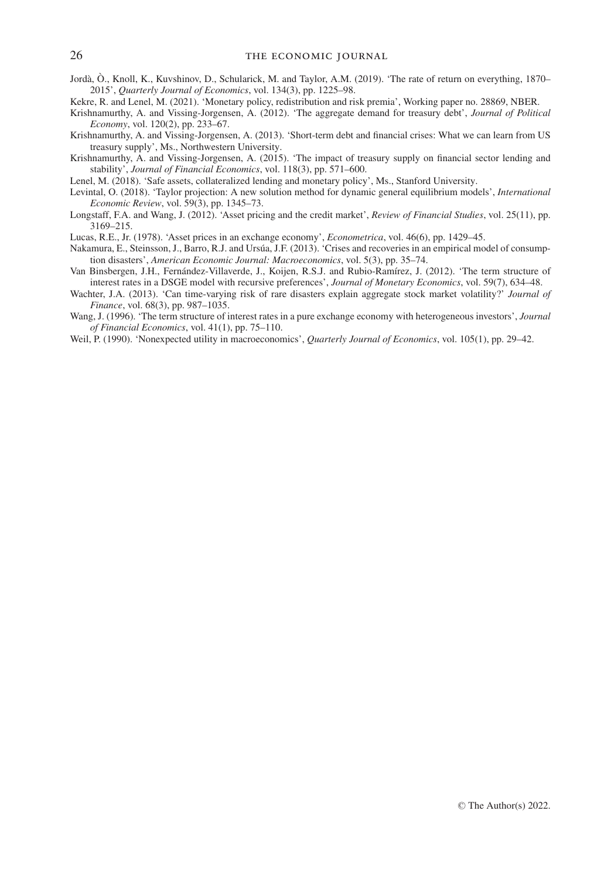Jordà, Ò., Knoll, K., Kuvshinov, D., Schularick, M. and Taylor, A.M. (2019). 'The rate of return on everything, 1870–2015', *Quarterly Journal of Economics*, vol. 134(3), pp. 1225–98.

Kekre, R. and Lenel, M. (2021). 'Monetary policy, redistribution and risk premia', Working paper no. 28869, NBER.

Krishnamurthy, A. and Vissing-Jorgensen, A. (2012). 'The aggregate demand for treasury debt', *Journal of Political Economy*, vol. 120(2), pp. 233–67.

Krishnamurthy, A. and Vissing-Jorgensen, A. (2013). 'Short-term debt and financial crises: What we can learn from US treasury supply', Ms., Northwestern University.

Krishnamurthy, A. and Vissing-Jorgensen, A. (2015). 'The impact of treasury supply on financial sector lending and stability', *Journal of Financial Economics*, vol. 118(3), pp. 571–600.

Lenel, M. (2018). 'Safe assets, collateralized lending and monetary policy', Ms., Stanford University.

Levintal, O. (2018). 'Taylor projection: A new solution method for dynamic general equilibrium models', *International Economic Review*, vol. 59(3), pp. 1345–73.

Longstaff, F.A. and Wang, J. (2012). 'Asset pricing and the credit market', *Review of Financial Studies*, vol. 25(11), pp. 3169–215.

Lucas, R.E., Jr. (1978). 'Asset prices in an exchange economy', *Econometrica*, vol. 46(6), pp. 1429–45.

Nakamura, E., Steinsson, J., Barro, R.J. and Ursúa, J.F. (2013). 'Crises and recoveries in an empirical model of consumption disasters', *American Economic Journal: Macroeconomics*, vol. 5(3), pp. 35–74.

Van Binsbergen, J.H., Fernández-Villaverde, J., Koijen, R.S.J. and Rubio-Ramírez, J. (2012). 'The term structure of interest rates in a DSGE model with recursive preferences', *Journal of Monetary Economics*, vol. 59(7), 634–48.

Wachter, J.A. (2013). 'Can time-varying risk of rare disasters explain aggregate stock market volatility?' *Journal of Finance*, vol. 68(3), pp. 987–1035.

Wang, J. (1996). 'The term structure of interest rates in a pure exchange economy with heterogeneous investors', *Journal of Financial Economics*, vol. 41(1), pp. 75–110.

Weil, P. (1990). 'Nonexpected utility in macroeconomics', *Quarterly Journal of Economics*, vol. 105(1), pp. 29–42.